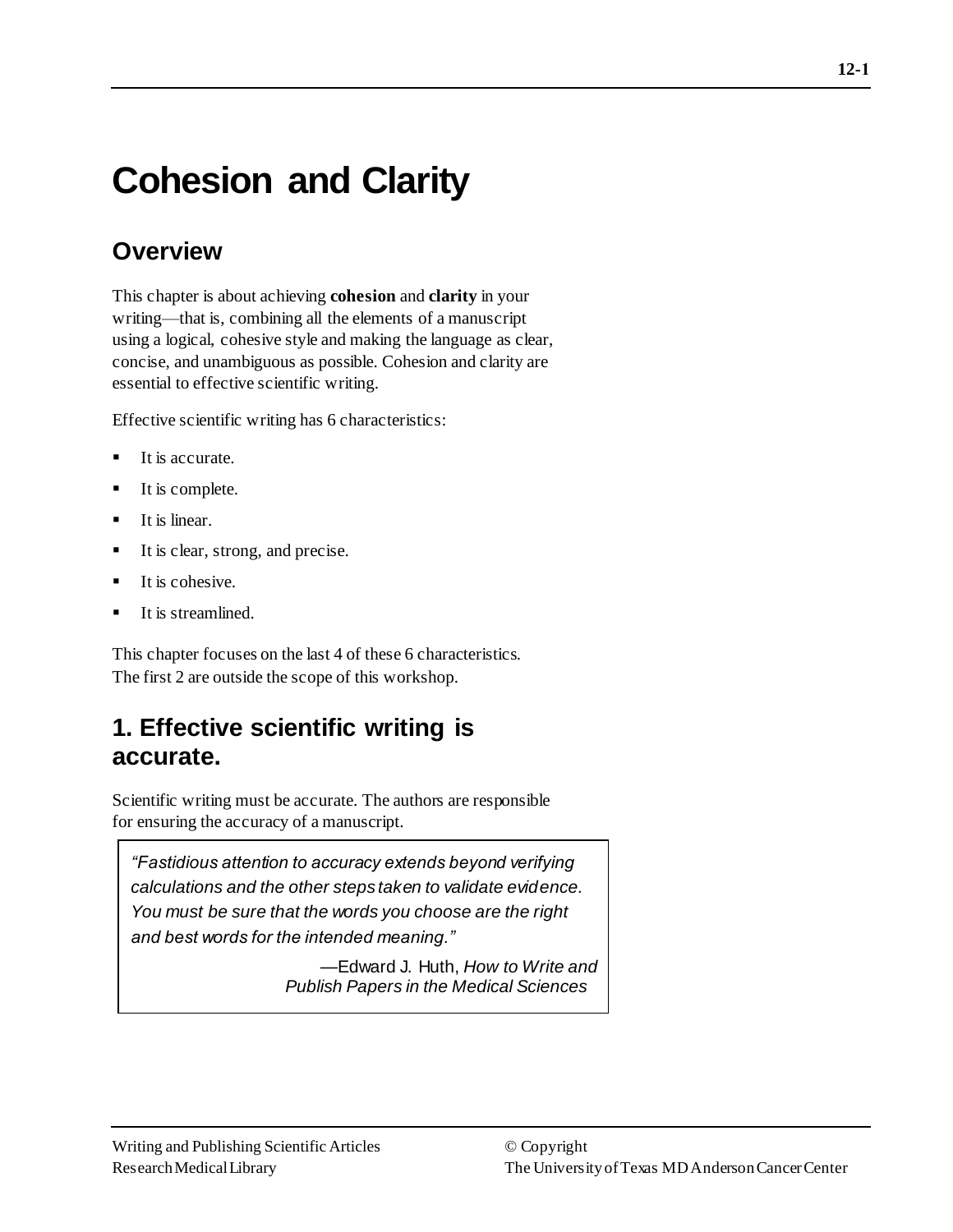# Cohesion and Clarity

## Overview

This chapter is about achieving **cohesion** and **clarity** in your writing—that is, combining all the elements of a manuscript using a logical, cohesive style and making the language as clear, concise, and unambiguous as possible. Cohesion and clarity are essential to effective scientific writing.

Effective scientific writing has 6 characteristics:

- It is accurate.
- It is complete.
- It is linear.
- It is clear, strong, and precise.
- It is cohesive.
- It is streamlined.

This chapter focuses on the last 4 of these 6 characteristics. The first 2 are outside the scope of this workshop.

## 1. Effective scientific writing is accurate.

Scientific writing must be accurate. The authors are responsible for ensuring the accuracy of a manuscript.

> *"Fastidious attention to accuracy extends beyond verifying calculations and the other steps taken to validate evidence. You must be sure that the words you choose are the right and best words for the intended meaning."*
>
> —Edward J. Huth, *How to Write and Publish Papers in the Medical Sciences*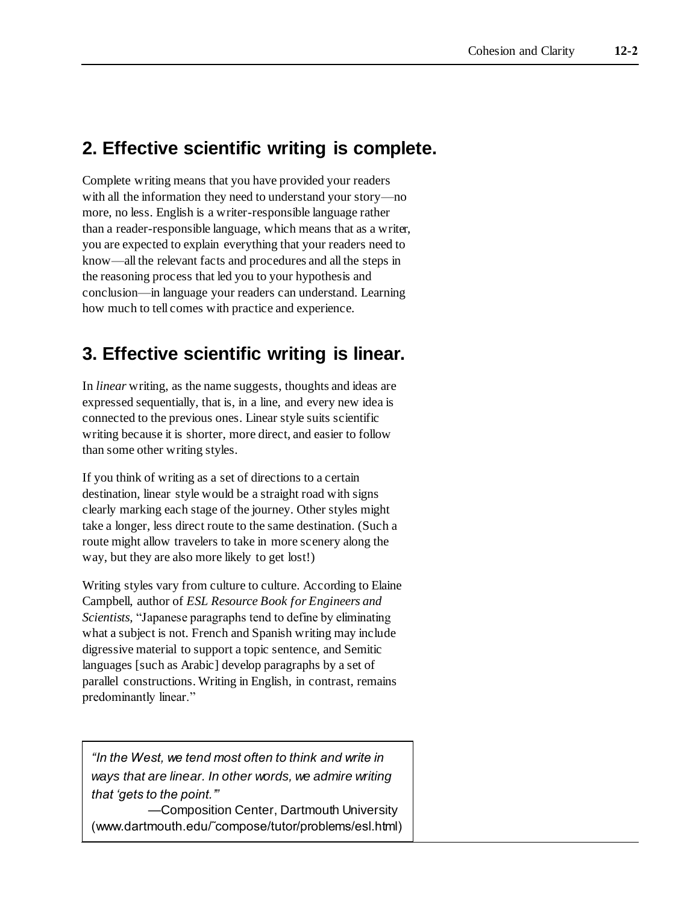## 2. Effective scientific writing is complete.

Complete writing means that you have provided your readers with all the information they need to understand your story—no more, no less. English is a writer-responsible language rather than a reader-responsible language, which means that as a writer, you are expected to explain everything that your readers need to know—all the relevant facts and procedures and all the steps in the reasoning process that led you to your hypothesis and conclusion—in language your readers can understand. Learning how much to tell comes with practice and experience.

## 3. Effective scientific writing is linear.

In *linear* writing, as the name suggests, thoughts and ideas are expressed sequentially, that is, in a line, and every new idea is connected to the previous ones. Linear style suits scientific writing because it is shorter, more direct, and easier to follow than some other writing styles.

If you think of writing as a set of directions to a certain destination, linear style would be a straight road with signs clearly marking each stage of the journey. Other styles might take a longer, less direct route to the same destination. (Such a route might allow travelers to take in more scenery along the way, but they are also more likely to get lost!)

Writing styles vary from culture to culture. According to Elaine Campbell, author of *ESL Resource Book for Engineers and Scientists*, "Japanese paragraphs tend to define by eliminating what a subject is not. French and Spanish writing may include digressive material to support a topic sentence, and Semitic languages [such as Arabic] develop paragraphs by a set of parallel constructions. Writing in English, in contrast, remains predominantly linear."

> *"In the West, we tend most often to think and write in ways that are linear. In other words, we admire writing that 'gets to the point.'"*
>
> —Composition Center, Dartmouth University (www.dartmouth.edu/˜compose/tutor/problems/esl.html)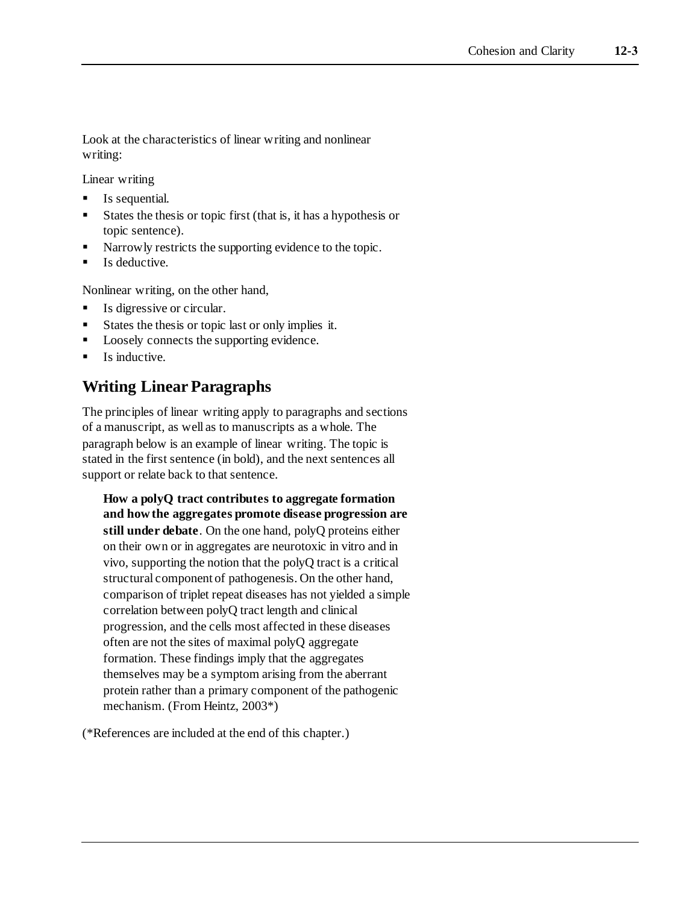Look at the characteristics of linear writing and nonlinear writing:

Linear writing

- Is sequential.
- States the thesis or topic first (that is, it has a hypothesis or topic sentence).
- Narrowly restricts the supporting evidence to the topic.
- Is deductive.

Nonlinear writing, on the other hand,

- Is digressive or circular.
- States the thesis or topic last or only implies it.
- Loosely connects the supporting evidence.
- Is inductive.

## Writing Linear Paragraphs

The principles of linear writing apply to paragraphs and sections of a manuscript, as well as to manuscripts as a whole. The paragraph below is an example of linear writing. The topic is stated in the first sentence (in bold), and the next sentences all support or relate back to that sentence.

> **How a polyQ tract contributes to aggregate formation and how the aggregates promote disease progression are still under debate**. On the one hand, polyQ proteins either on their own or in aggregates are neurotoxic in vitro and in vivo, supporting the notion that the polyQ tract is a critical structural component of pathogenesis. On the other hand, comparison of triplet repeat diseases has not yielded a simple correlation between polyQ tract length and clinical progression, and the cells most affected in these diseases often are not the sites of maximal polyQ aggregate formation. These findings imply that the aggregates themselves may be a symptom arising from the aberrant protein rather than a primary component of the pathogenic mechanism. (From Heintz, 2003*)

(*References are included at the end of this chapter.)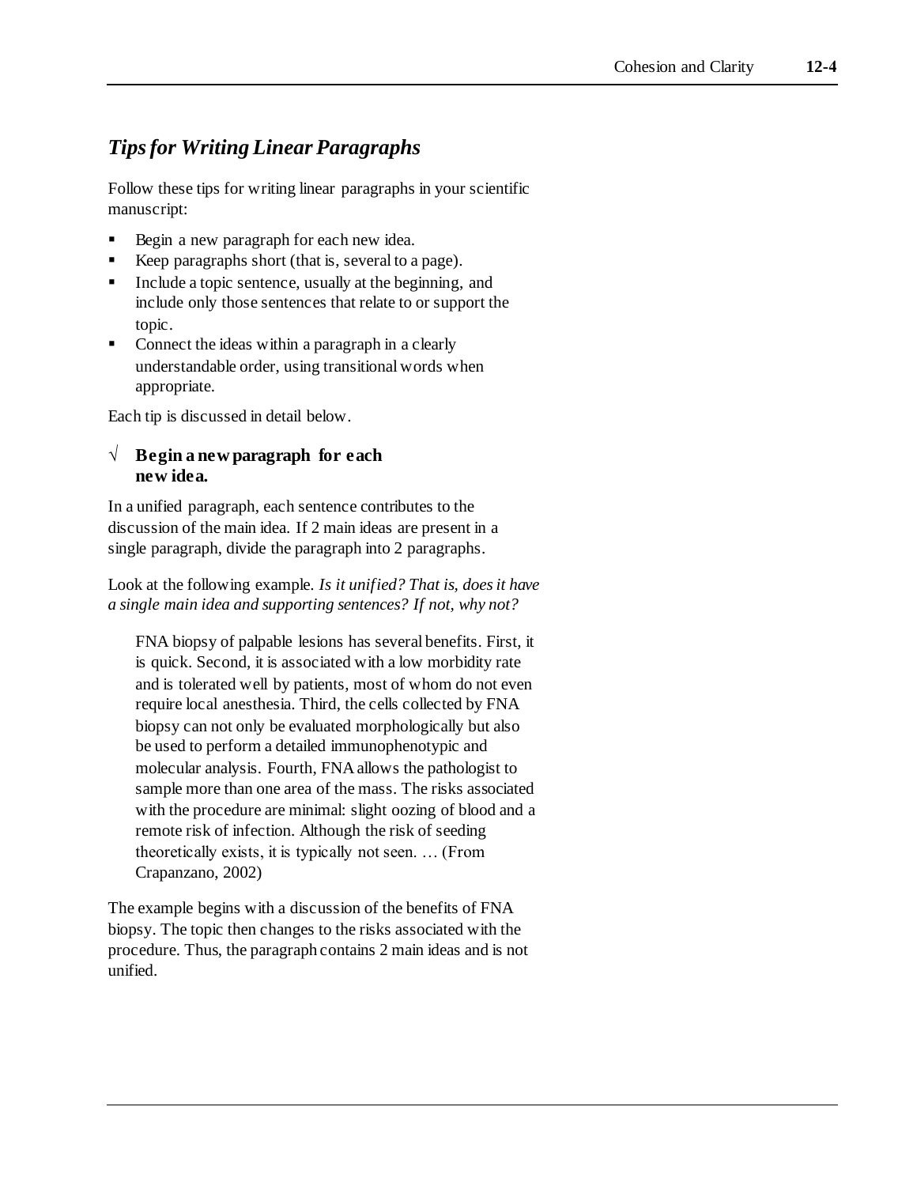## *Tips for Writing Linear Paragraphs*

Follow these tips for writing linear paragraphs in your scientific manuscript:

- Begin a new paragraph for each new idea.
- Keep paragraphs short (that is, several to a page).
- Include a topic sentence, usually at the beginning, and include only those sentences that relate to or support the topic.
- Connect the ideas within a paragraph in a clearly understandable order, using transitional words when appropriate.

Each tip is discussed in detail below.

### √ Begin a new paragraph for each new idea.

In a unified paragraph, each sentence contributes to the discussion of the main idea. If 2 main ideas are present in a single paragraph, divide the paragraph into 2 paragraphs.

Look at the following example. *Is it unified? That is, does it have a single main idea and supporting sentences? If not, why not?*

> FNA biopsy of palpable lesions has several benefits. First, it is quick. Second, it is associated with a low morbidity rate and is tolerated well by patients, most of whom do not even require local anesthesia. Third, the cells collected by FNA biopsy can not only be evaluated morphologically but also be used to perform a detailed immunophenotypic and molecular analysis. Fourth, FNA allows the pathologist to sample more than one area of the mass. The risks associated with the procedure are minimal: slight oozing of blood and a remote risk of infection. Although the risk of seeding theoretically exists, it is typically not seen. … (From Crapanzano, 2002)

The example begins with a discussion of the benefits of FNA biopsy. The topic then changes to the risks associated with the procedure. Thus, the paragraph contains 2 main ideas and is not unified.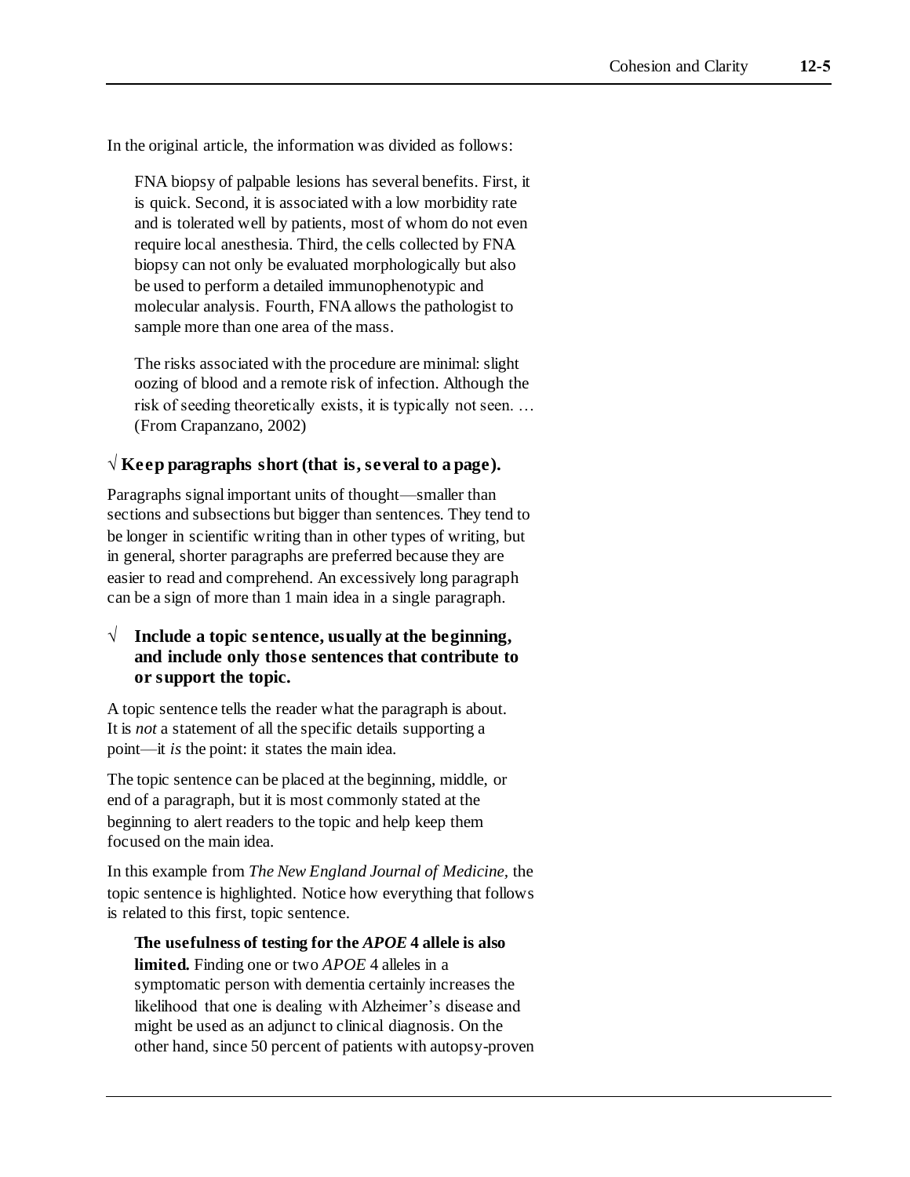In the original article, the information was divided as follows:

> FNA biopsy of palpable lesions has several benefits. First, it is quick. Second, it is associated with a low morbidity rate and is tolerated well by patients, most of whom do not even require local anesthesia. Third, the cells collected by FNA biopsy can not only be evaluated morphologically but also be used to perform a detailed immunophenotypic and molecular analysis. Fourth, FNA allows the pathologist to sample more than one area of the mass.
>
> The risks associated with the procedure are minimal: slight oozing of blood and a remote risk of infection. Although the risk of seeding theoretically exists, it is typically not seen. … (From Crapanzano, 2002)

### √ Keep paragraphs short (that is, several to a page).

Paragraphs signal important units of thought—smaller than sections and subsections but bigger than sentences. They tend to be longer in scientific writing than in other types of writing, but in general, shorter paragraphs are preferred because they are easier to read and comprehend. An excessively long paragraph can be a sign of more than 1 main idea in a single paragraph.

### √ Include a topic sentence, usually at the beginning, and include only those sentences that contribute to or support the topic.

A topic sentence tells the reader what the paragraph is about. It is *not* a statement of all the specific details supporting a point—it *is* the point: it states the main idea.

The topic sentence can be placed at the beginning, middle, or end of a paragraph, but it is most commonly stated at the beginning to alert readers to the topic and help keep them focused on the main idea.

In this example from *The New England Journal of Medicine*, the topic sentence is highlighted. Notice how everything that follows is related to this first, topic sentence.

> **The usefulness of testing for the *APOE* 4 allele is also limited.** Finding one or two *APOE* 4 alleles in a symptomatic person with dementia certainly increases the likelihood that one is dealing with Alzheimer's disease and might be used as an adjunct to clinical diagnosis. On the other hand, since 50 percent of patients with autopsy-proven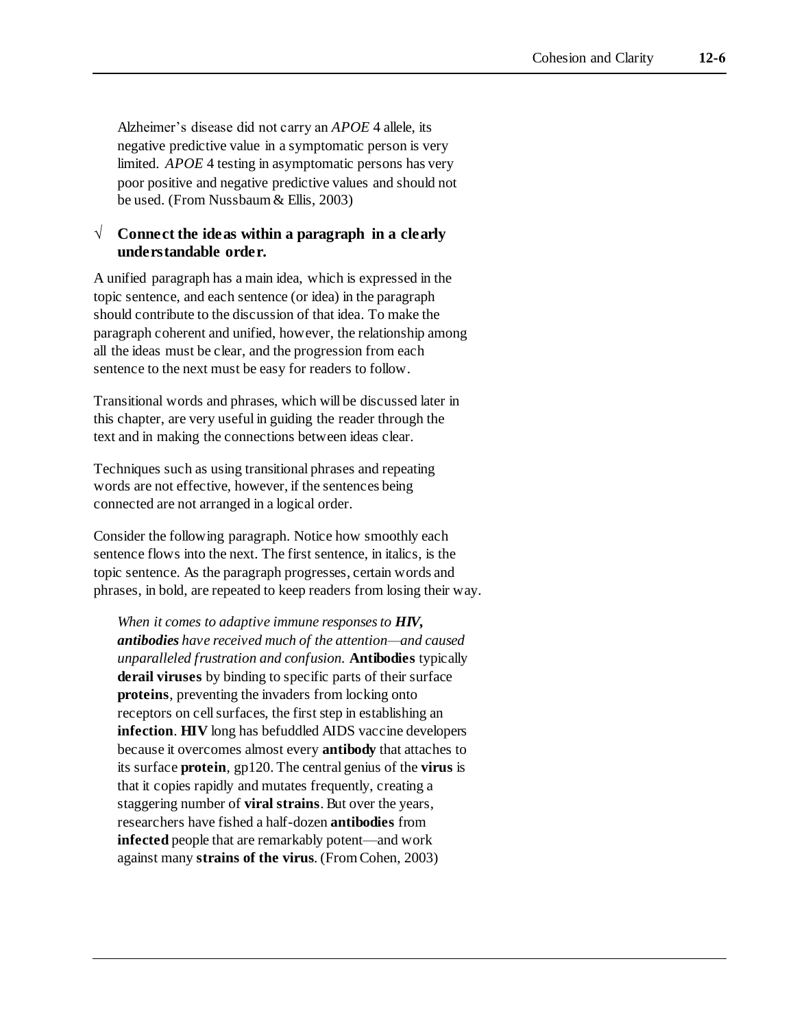Alzheimer's disease did not carry an *APOE* 4 allele, its negative predictive value in a symptomatic person is very limited. *APOE* 4 testing in asymptomatic persons has very poor positive and negative predictive values and should not be used. (From Nussbaum & Ellis, 2003)

### √ Connect the ideas within a paragraph in a clearly understandable order.

A unified paragraph has a main idea, which is expressed in the topic sentence, and each sentence (or idea) in the paragraph should contribute to the discussion of that idea. To make the paragraph coherent and unified, however, the relationship among all the ideas must be clear, and the progression from each sentence to the next must be easy for readers to follow.

Transitional words and phrases, which will be discussed later in this chapter, are very useful in guiding the reader through the text and in making the connections between ideas clear.

Techniques such as using transitional phrases and repeating words are not effective, however, if the sentences being connected are not arranged in a logical order.

Consider the following paragraph. Notice how smoothly each sentence flows into the next. The first sentence, in italics, is the topic sentence. As the paragraph progresses, certain words and phrases, in bold, are repeated to keep readers from losing their way.

> *When it comes to adaptive immune responses to **HIV, antibodies** have received much of the attention—and caused unparalleled frustration and confusion.* **Antibodies** typically **derail viruses** by binding to specific parts of their surface **proteins**, preventing the invaders from locking onto receptors on cell surfaces, the first step in establishing an **infection**. **HIV** long has befuddled AIDS vaccine developers because it overcomes almost every **antibody** that attaches to its surface **protein**, gp120. The central genius of the **virus** is that it copies rapidly and mutates frequently, creating a staggering number of **viral strains**. But over the years, researchers have fished a half-dozen **antibodies** from **infected** people that are remarkably potent—and work against many **strains of the virus**. (From Cohen, 2003)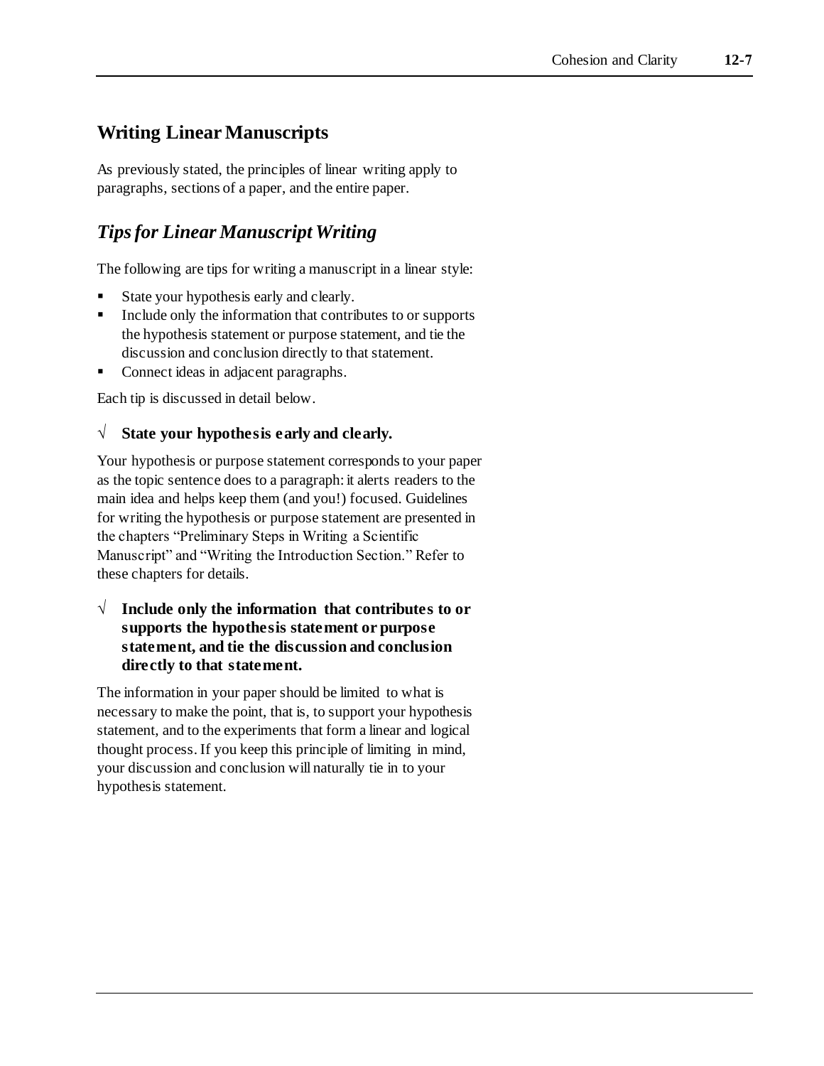## Writing Linear Manuscripts

As previously stated, the principles of linear writing apply to paragraphs, sections of a paper, and the entire paper.

### *Tips for Linear Manuscript Writing*

The following are tips for writing a manuscript in a linear style:

- State your hypothesis early and clearly.
- Include only the information that contributes to or supports the hypothesis statement or purpose statement, and tie the discussion and conclusion directly to that statement.
- Connect ideas in adjacent paragraphs.

Each tip is discussed in detail below.

#### √ State your hypothesis early and clearly.

Your hypothesis or purpose statement corresponds to your paper as the topic sentence does to a paragraph: it alerts readers to the main idea and helps keep them (and you!) focused. Guidelines for writing the hypothesis or purpose statement are presented in the chapters "Preliminary Steps in Writing a Scientific Manuscript" and "Writing the Introduction Section." Refer to these chapters for details.

#### √ Include only the information that contributes to or supports the hypothesis statement or purpose statement, and tie the discussion and conclusion directly to that statement.

The information in your paper should be limited to what is necessary to make the point, that is, to support your hypothesis statement, and to the experiments that form a linear and logical thought process. If you keep this principle of limiting in mind, your discussion and conclusion will naturally tie in to your hypothesis statement.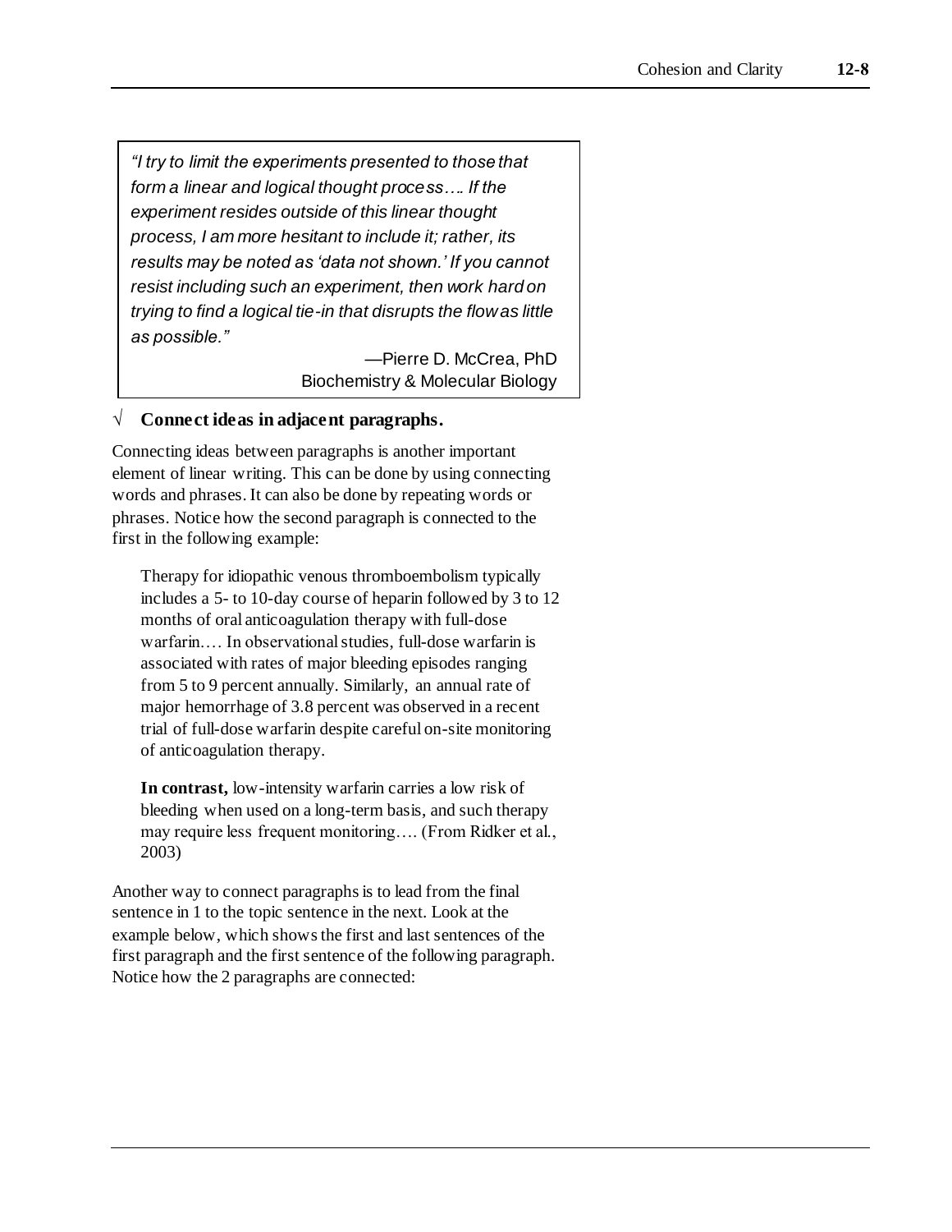> *"I try to limit the experiments presented to those that form a linear and logical thought process…. If the experiment resides outside of this linear thought process, I am more hesitant to include it; rather, its results may be noted as 'data not shown.' If you cannot resist including such an experiment, then work hard on trying to find a logical tie-in that disrupts the flow as little as possible."*
>
> —Pierre D. McCrea, PhD
> Biochemistry & Molecular Biology

### √ Connect ideas in adjacent paragraphs.

Connecting ideas between paragraphs is another important element of linear writing. This can be done by using connecting words and phrases. It can also be done by repeating words or phrases. Notice how the second paragraph is connected to the first in the following example:

> Therapy for idiopathic venous thromboembolism typically includes a 5- to 10-day course of heparin followed by 3 to 12 months of oral anticoagulation therapy with full-dose warfarin.… In observational studies, full-dose warfarin is associated with rates of major bleeding episodes ranging from 5 to 9 percent annually. Similarly, an annual rate of major hemorrhage of 3.8 percent was observed in a recent trial of full-dose warfarin despite careful on-site monitoring of anticoagulation therapy.
>
> **In contrast,** low-intensity warfarin carries a low risk of bleeding when used on a long-term basis, and such therapy may require less frequent monitoring…. (From Ridker et al., 2003)

Another way to connect paragraphs is to lead from the final sentence in 1 to the topic sentence in the next. Look at the example below, which shows the first and last sentences of the first paragraph and the first sentence of the following paragraph. Notice how the 2 paragraphs are connected: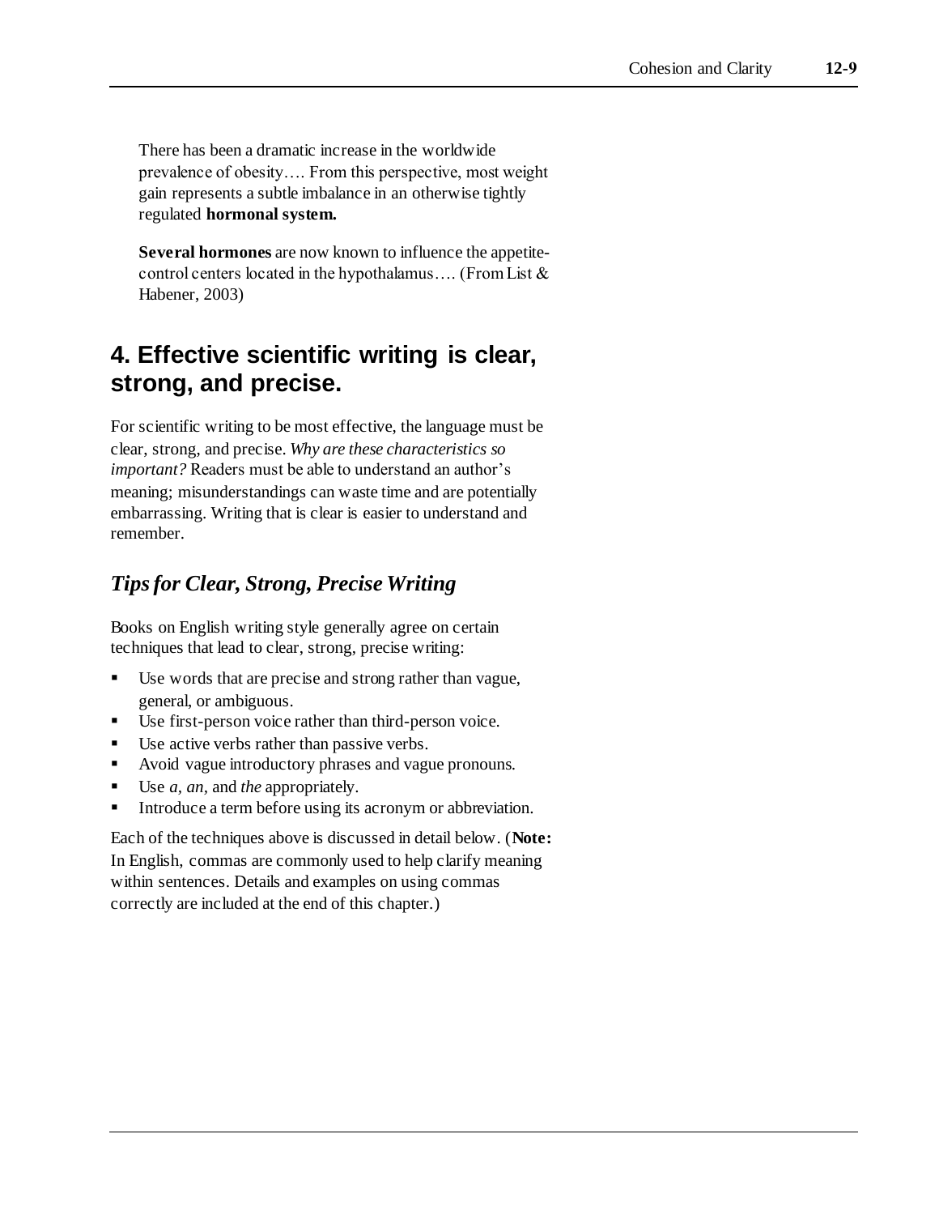There has been a dramatic increase in the worldwide prevalence of obesity…. From this perspective, most weight gain represents a subtle imbalance in an otherwise tightly regulated **hormonal system.**

**Several hormones** are now known to influence the appetite-control centers located in the hypothalamus…. (From List & Habener, 2003)

## 4. Effective scientific writing is clear, strong, and precise.

For scientific writing to be most effective, the language must be clear, strong, and precise. *Why are these characteristics so important?* Readers must be able to understand an author's meaning; misunderstandings can waste time and are potentially embarrassing. Writing that is clear is easier to understand and remember.

### *Tips for Clear, Strong, Precise Writing*

Books on English writing style generally agree on certain techniques that lead to clear, strong, precise writing:

- Use words that are precise and strong rather than vague, general, or ambiguous.
- Use first-person voice rather than third-person voice.
- Use active verbs rather than passive verbs.
- Avoid vague introductory phrases and vague pronouns.
- Use *a*, *an*, and *the* appropriately.
- Introduce a term before using its acronym or abbreviation.

Each of the techniques above is discussed in detail below. (**Note:** In English, commas are commonly used to help clarify meaning within sentences. Details and examples on using commas correctly are included at the end of this chapter.)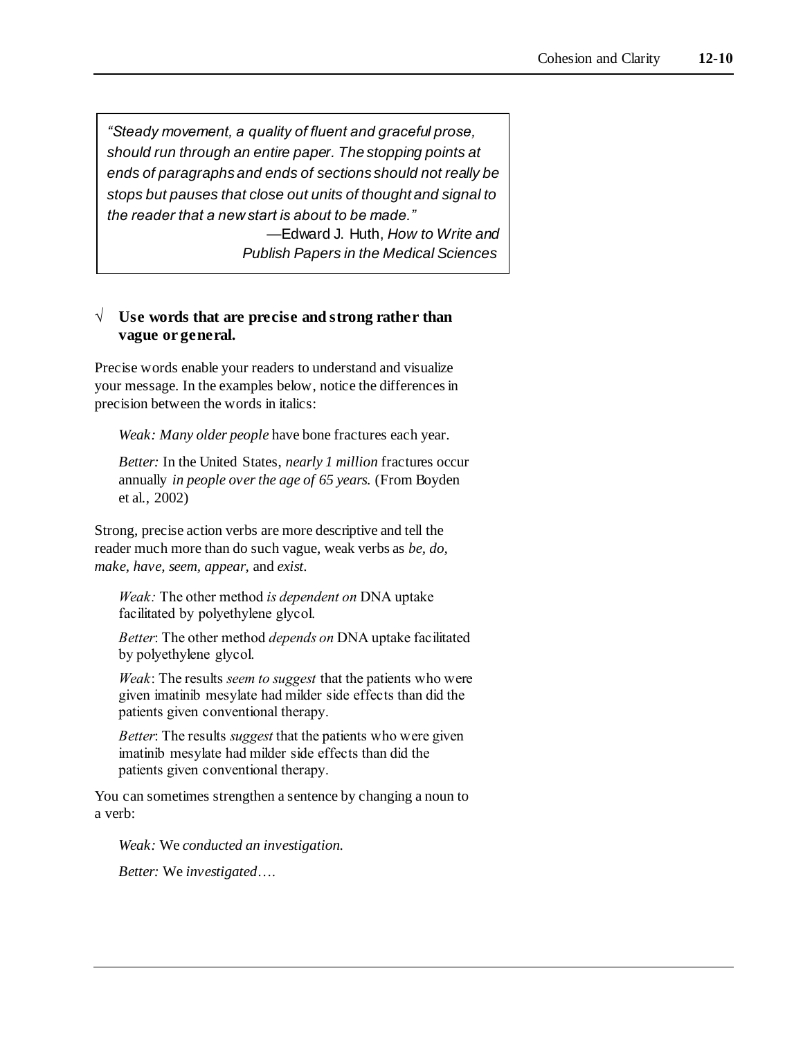> *"Steady movement, a quality of fluent and graceful prose, should run through an entire paper. The stopping points at ends of paragraphs and ends of sections should not really be stops but pauses that close out units of thought and signal to the reader that a new start is about to be made."*
>
> —Edward J. Huth, *How to Write and Publish Papers in the Medical Sciences*

### √ Use words that are precise and strong rather than vague or general.

Precise words enable your readers to understand and visualize your message. In the examples below, notice the differences in precision between the words in italics:

*Weak: Many older people* have bone fractures each year.

*Better:* In the United States, *nearly 1 million* fractures occur annually *in people over the age of 65 years.* (From Boyden et al., 2002)

Strong, precise action verbs are more descriptive and tell the reader much more than do such vague, weak verbs as *be, do, make, have, seem, appear,* and *exist*.

*Weak:* The other method *is dependent on* DNA uptake facilitated by polyethylene glycol.

*Better*: The other method *depends on* DNA uptake facilitated by polyethylene glycol.

*Weak*: The results *seem to suggest* that the patients who were given imatinib mesylate had milder side effects than did the patients given conventional therapy.

*Better*: The results *suggest* that the patients who were given imatinib mesylate had milder side effects than did the patients given conventional therapy.

You can sometimes strengthen a sentence by changing a noun to a verb:

*Weak:* We *conducted an investigation.*

*Better:* We *investigated*….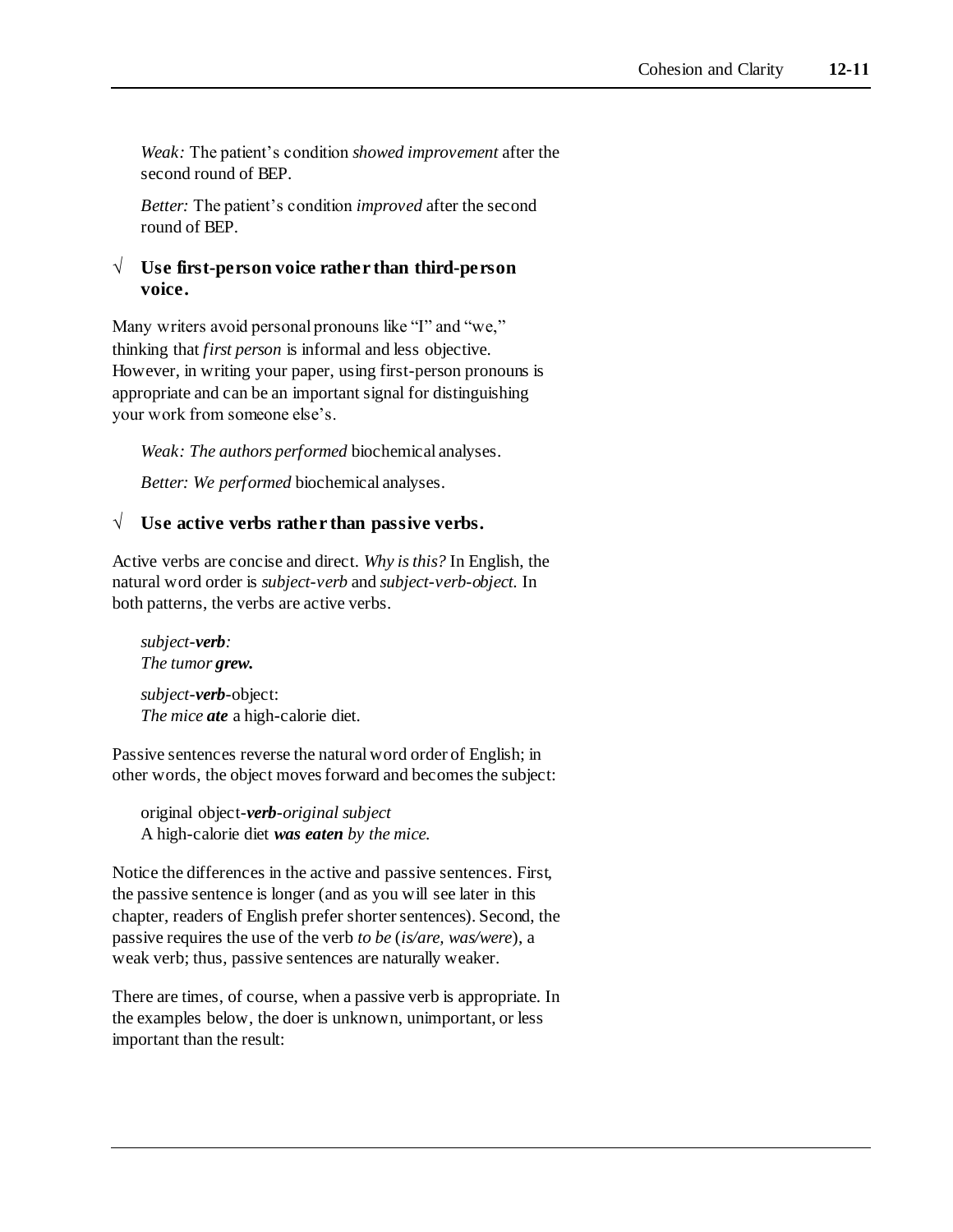*Weak:* The patient's condition *showed improvement* after the second round of BEP.

*Better:* The patient's condition *improved* after the second round of BEP.

### √ Use first-person voice rather than third-person voice.

Many writers avoid personal pronouns like "I" and "we," thinking that *first person* is informal and less objective. However, in writing your paper, using first-person pronouns is appropriate and can be an important signal for distinguishing your work from someone else's.

*Weak: The authors performed* biochemical analyses.

*Better: We performed* biochemical analyses.

### √ Use active verbs rather than passive verbs.

Active verbs are concise and direct. *Why is this?* In English, the natural word order is *subject-verb* and *subject-verb-object.* In both patterns, the verbs are active verbs.

*subject-**verb**:*
*The tumor **grew.***

*subject-**verb***-object:
*The mice **ate*** a high-calorie diet.

Passive sentences reverse the natural word order of English; in other words, the object moves forward and becomes the subject:

original object-***verb****-original subject*
A high-calorie diet ***was eaten*** *by the mice.*

Notice the differences in the active and passive sentences. First, the passive sentence is longer (and as you will see later in this chapter, readers of English prefer shorter sentences). Second, the passive requires the use of the verb *to be* (*is/are, was/were*), a weak verb; thus, passive sentences are naturally weaker.

There are times, of course, when a passive verb is appropriate. In the examples below, the doer is unknown, unimportant, or less important than the result: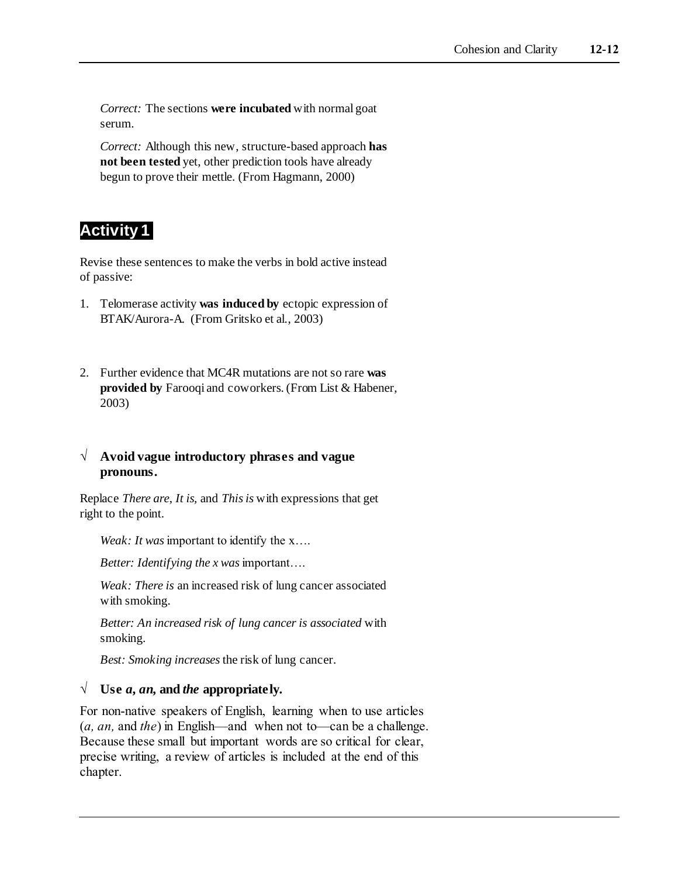*Correct:* The sections **were incubated** with normal goat serum.

*Correct:* Although this new, structure-based approach **has not been tested** yet, other prediction tools have already begun to prove their mettle. (From Hagmann, 2000)

## Activity 1

Revise these sentences to make the verbs in bold active instead of passive:

1. Telomerase activity **was induced by** ectopic expression of BTAK/Aurora-A. (From Gritsko et al., 2003)

2. Further evidence that MC4R mutations are not so rare **was provided by** Farooqi and coworkers. (From List & Habener, 2003)

### √ Avoid vague introductory phrases and vague pronouns.

Replace *There are*, *It is,* and *This is* with expressions that get right to the point.

*Weak: It was* important to identify the x….

*Better: Identifying the x was* important….

*Weak: There is* an increased risk of lung cancer associated with smoking.

*Better: An increased risk of lung cancer is associated* with smoking.

*Best: Smoking increases* the risk of lung cancer.

### √ Use *a*, *an,* and *the* appropriately.

For non-native speakers of English, learning when to use articles (*a, an,* and *the*) in English—and when not to—can be a challenge. Because these small but important words are so critical for clear, precise writing, a review of articles is included at the end of this chapter.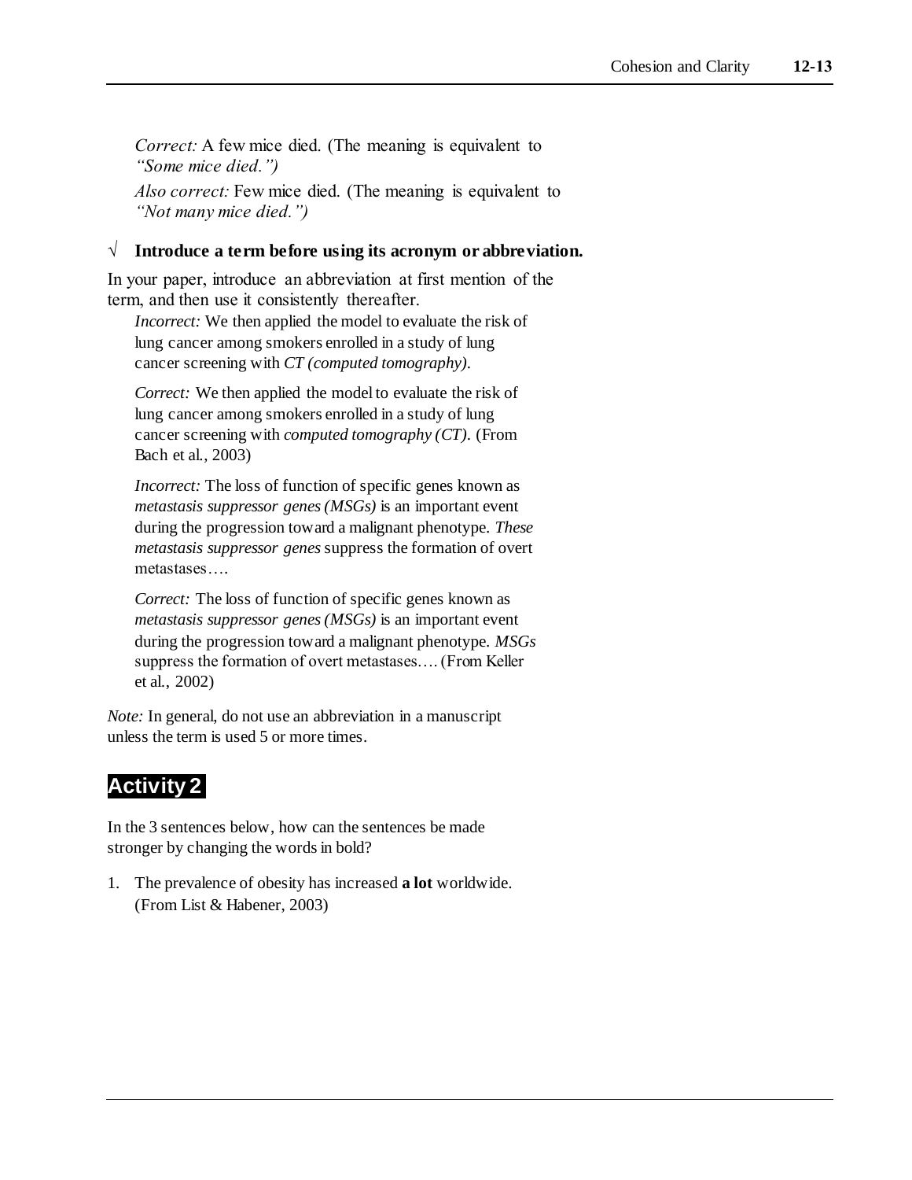*Correct:* A few mice died. (The meaning is equivalent to *"Some mice died.")*

*Also correct:* Few mice died. (The meaning is equivalent to *"Not many mice died.")*

### √ **Introduce a term before using its acronym or abbreviation.**

In your paper, introduce an abbreviation at first mention of the term, and then use it consistently thereafter.

*Incorrect:* We then applied the model to evaluate the risk of lung cancer among smokers enrolled in a study of lung cancer screening with *CT (computed tomography)*.

*Correct:* We then applied the model to evaluate the risk of lung cancer among smokers enrolled in a study of lung cancer screening with *computed tomography (CT)*. (From Bach et al., 2003)

*Incorrect:* The loss of function of specific genes known as *metastasis suppressor genes (MSGs)* is an important event during the progression toward a malignant phenotype. *These metastasis suppressor genes* suppress the formation of overt metastases….

*Correct:* The loss of function of specific genes known as *metastasis suppressor genes (MSGs)* is an important event during the progression toward a malignant phenotype. *MSGs* suppress the formation of overt metastases…. (From Keller et al., 2002)

*Note:* In general, do not use an abbreviation in a manuscript unless the term is used 5 or more times.

## Activity 2

In the 3 sentences below, how can the sentences be made stronger by changing the words in bold?

1. The prevalence of obesity has increased **a lot** worldwide. (From List & Habener, 2003)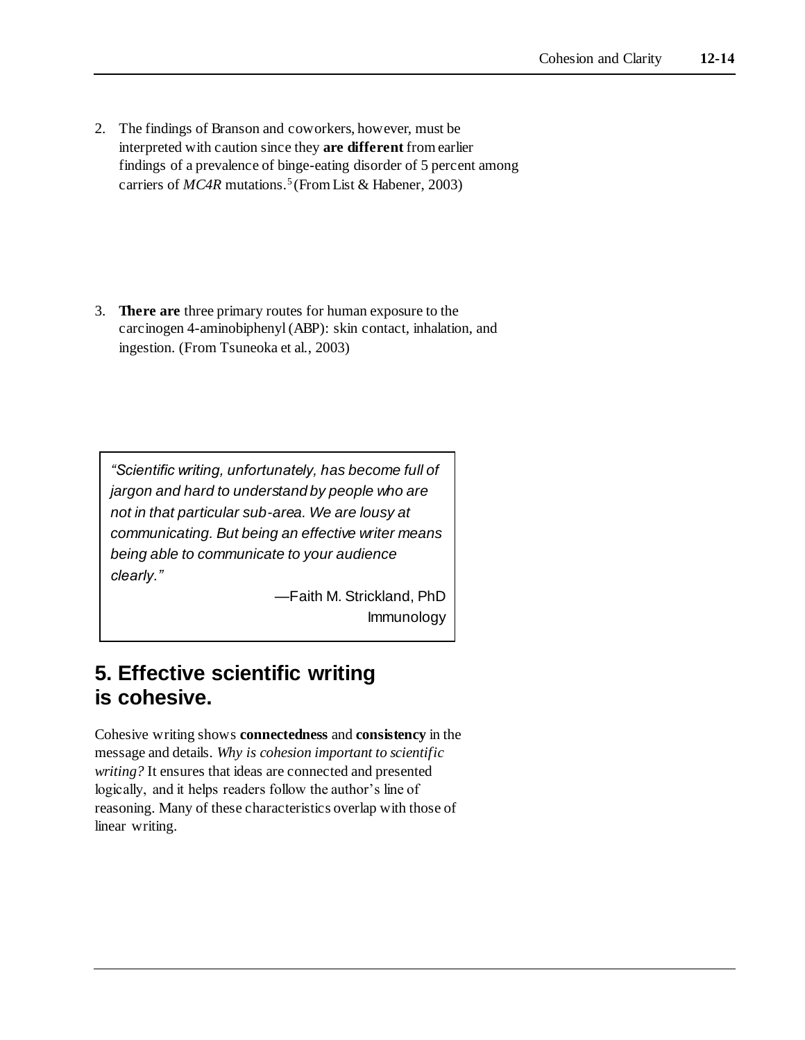2. The findings of Branson and coworkers, however, must be interpreted with caution since they **are different** from earlier findings of a prevalence of binge-eating disorder of 5 percent among carriers of *MC4R* mutations.[5] (From List & Habener, 2003)

3. **There are** three primary routes for human exposure to the carcinogen 4-aminobiphenyl (ABP): skin contact, inhalation, and ingestion. (From Tsuneoka et al., 2003)

> *"Scientific writing, unfortunately, has become full of jargon and hard to understand by people who are not in that particular sub-area. We are lousy at communicating. But being an effective writer means being able to communicate to your audience clearly."*
>
> —Faith M. Strickland, PhD
> Immunology

## 5. Effective scientific writing is cohesive.

Cohesive writing shows **connectedness** and **consistency** in the message and details. *Why is cohesion important to scientific writing?* It ensures that ideas are connected and presented logically, and it helps readers follow the author's line of reasoning. Many of these characteristics overlap with those of linear writing.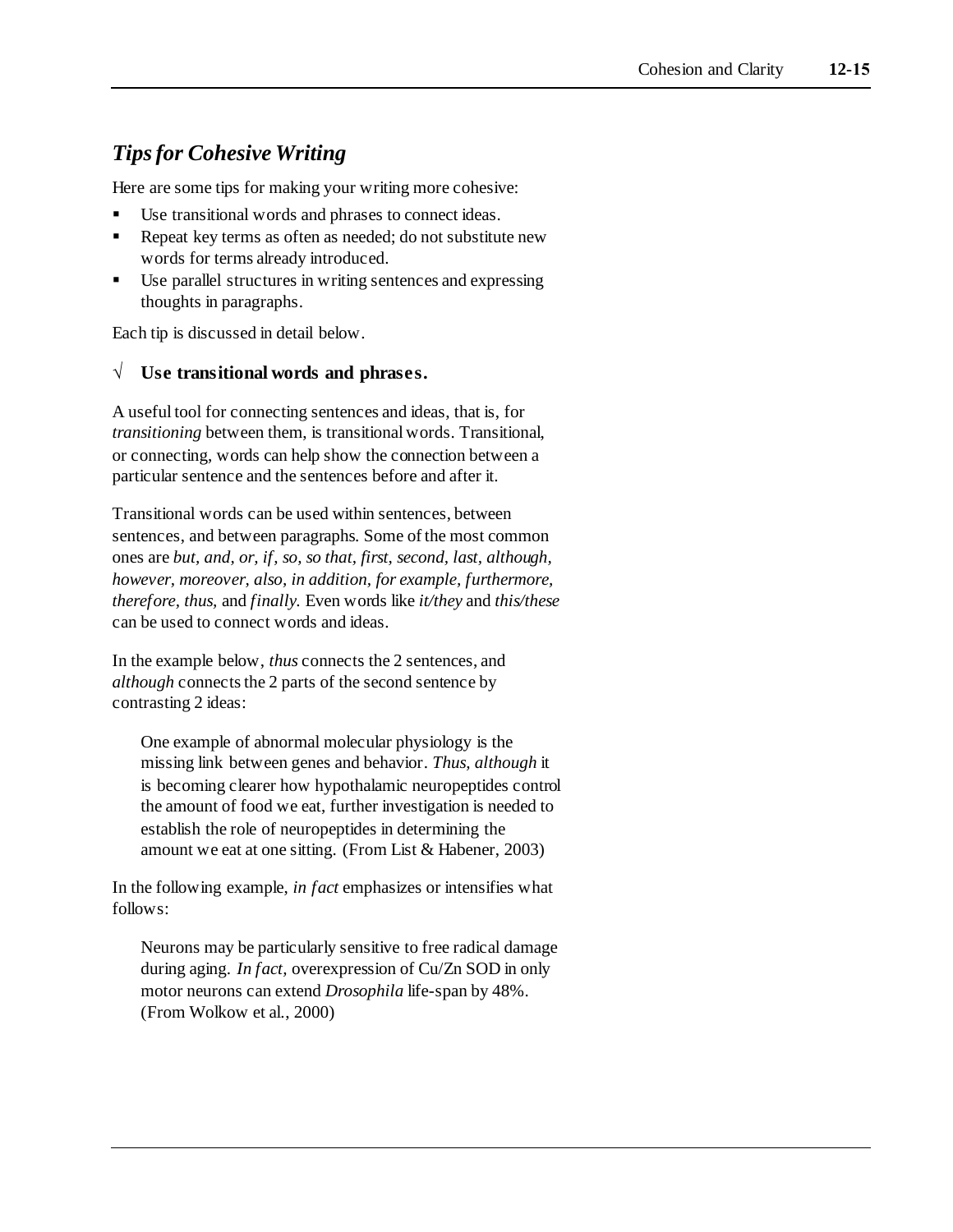## *Tips for Cohesive Writing*

Here are some tips for making your writing more cohesive:

- Use transitional words and phrases to connect ideas.
- Repeat key terms as often as needed; do not substitute new words for terms already introduced.
- Use parallel structures in writing sentences and expressing thoughts in paragraphs.

Each tip is discussed in detail below.

### √ Use transitional words and phrases.

A useful tool for connecting sentences and ideas, that is, for *transitioning* between them, is transitional words. Transitional, or connecting, words can help show the connection between a particular sentence and the sentences before and after it.

Transitional words can be used within sentences, between sentences, and between paragraphs. Some of the most common ones are *but, and, or, if, so, so that, first, second, last, although, however, moreover, also, in addition, for example, furthermore, therefore, thus,* and *finally.* Even words like *it/they* and *this/these* can be used to connect words and ideas.

In the example below, *thus* connects the 2 sentences, and *although* connects the 2 parts of the second sentence by contrasting 2 ideas:

> One example of abnormal molecular physiology is the missing link between genes and behavior. *Thus, although* it is becoming clearer how hypothalamic neuropeptides control the amount of food we eat, further investigation is needed to establish the role of neuropeptides in determining the amount we eat at one sitting. (From List & Habener, 2003)

In the following example, *in fact* emphasizes or intensifies what follows:

> Neurons may be particularly sensitive to free radical damage during aging. *In fact,* overexpression of Cu/Zn SOD in only motor neurons can extend *Drosophila* life-span by 48%. (From Wolkow et al., 2000)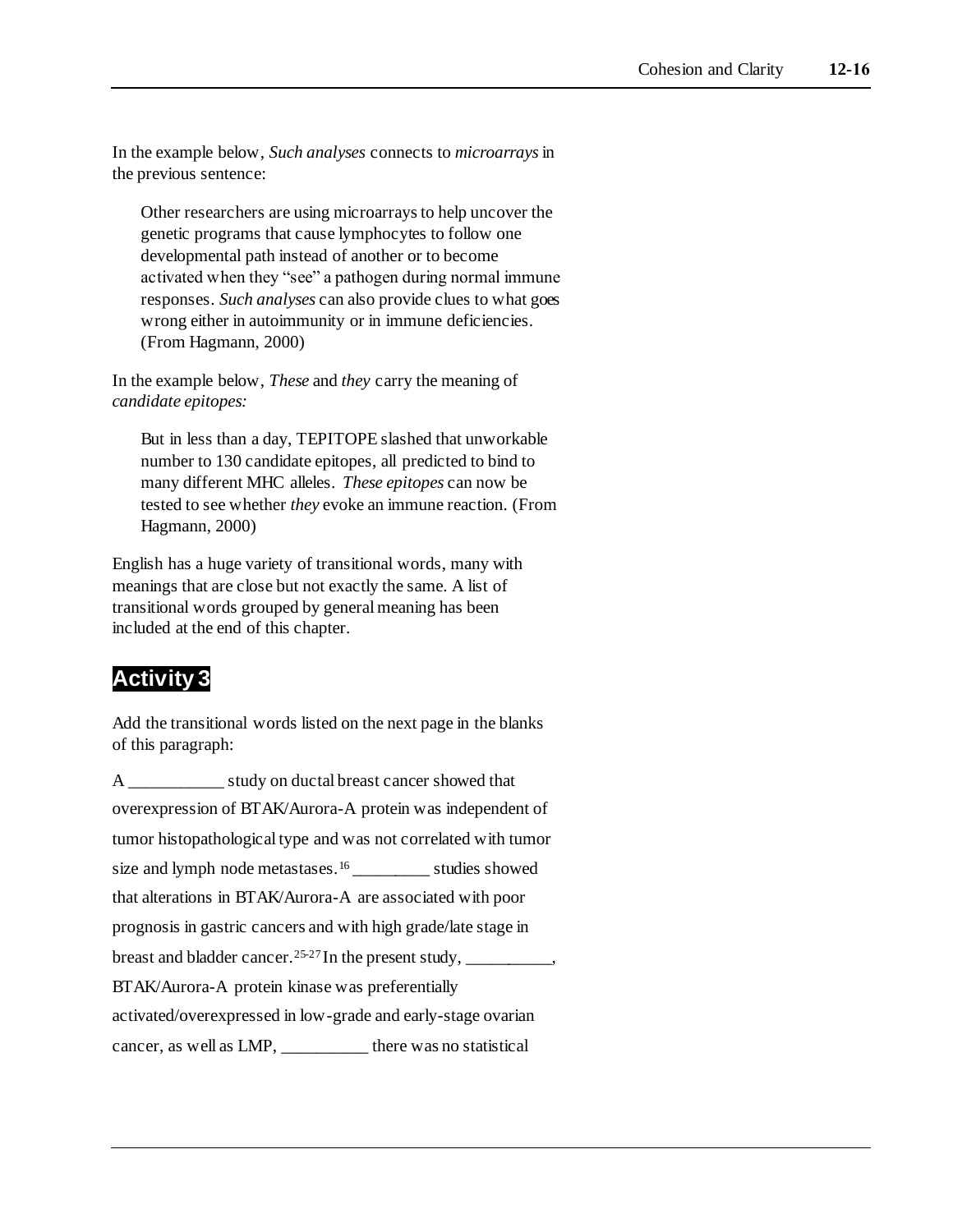In the example below, *Such analyses* connects to *microarrays* in the previous sentence:

> Other researchers are using microarrays to help uncover the genetic programs that cause lymphocytes to follow one developmental path instead of another or to become activated when they "see" a pathogen during normal immune responses. *Such analyses* can also provide clues to what goes wrong either in autoimmunity or in immune deficiencies. (From Hagmann, 2000)

In the example below, *These* and *they* carry the meaning of *candidate epitopes:*

> But in less than a day, TEPITOPE slashed that unworkable number to 130 candidate epitopes, all predicted to bind to many different MHC alleles. *These epitopes* can now be tested to see whether *they* evoke an immune reaction. (From Hagmann, 2000)

English has a huge variety of transitional words, many with meanings that are close but not exactly the same. A list of transitional words grouped by general meaning has been included at the end of this chapter.

## Activity 3

Add the transitional words listed on the next page in the blanks of this paragraph:

A ___________ study on ductal breast cancer showed that overexpression of BTAK/Aurora-A protein was independent of tumor histopathological type and was not correlated with tumor size and lymph node metastases.[16] _________ studies showed that alterations in BTAK/Aurora-A are associated with poor prognosis in gastric cancers and with high grade/late stage in breast and bladder cancer.[25-27] In the present study, __________, BTAK/Aurora-A protein kinase was preferentially activated/overexpressed in low-grade and early-stage ovarian cancer, as well as LMP, __________ there was no statistical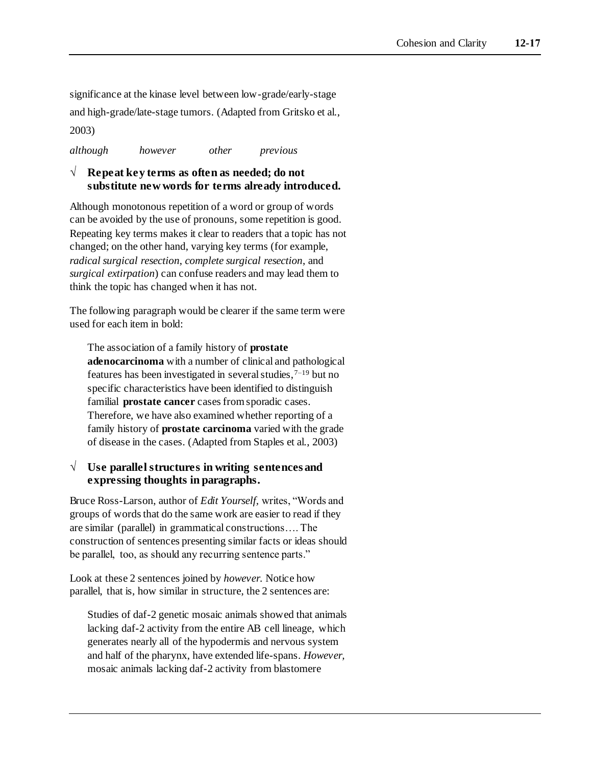significance at the kinase level between low-grade/early-stage and high-grade/late-stage tumors. (Adapted from Gritsko et al., 2003)

*although* *however* *other* *previous*

### √ Repeat key terms as often as needed; do not substitute new words for terms already introduced.

Although monotonous repetition of a word or group of words can be avoided by the use of pronouns, some repetition is good. Repeating key terms makes it clear to readers that a topic has not changed; on the other hand, varying key terms (for example, *radical surgical resection*, *complete surgical resection*, and *surgical extirpation*) can confuse readers and may lead them to think the topic has changed when it has not.

The following paragraph would be clearer if the same term were used for each item in bold:

> The association of a family history of **prostate adenocarcinoma** with a number of clinical and pathological features has been investigated in several studies,[7–19] but no specific characteristics have been identified to distinguish familial **prostate cancer** cases from sporadic cases. Therefore, we have also examined whether reporting of a family history of **prostate carcinoma** varied with the grade of disease in the cases. (Adapted from Staples et al., 2003)

### √ Use parallel structures in writing sentences and expressing thoughts in paragraphs.

Bruce Ross-Larson, author of *Edit Yourself,* writes, "Words and groups of words that do the same work are easier to read if they are similar (parallel) in grammatical constructions…. The construction of sentences presenting similar facts or ideas should be parallel, too, as should any recurring sentence parts."

Look at these 2 sentences joined by *however.* Notice how parallel, that is, how similar in structure, the 2 sentences are:

> Studies of daf-2 genetic mosaic animals showed that animals lacking daf-2 activity from the entire AB cell lineage, which generates nearly all of the hypodermis and nervous system and half of the pharynx, have extended life-spans. *However,* mosaic animals lacking daf-2 activity from blastomere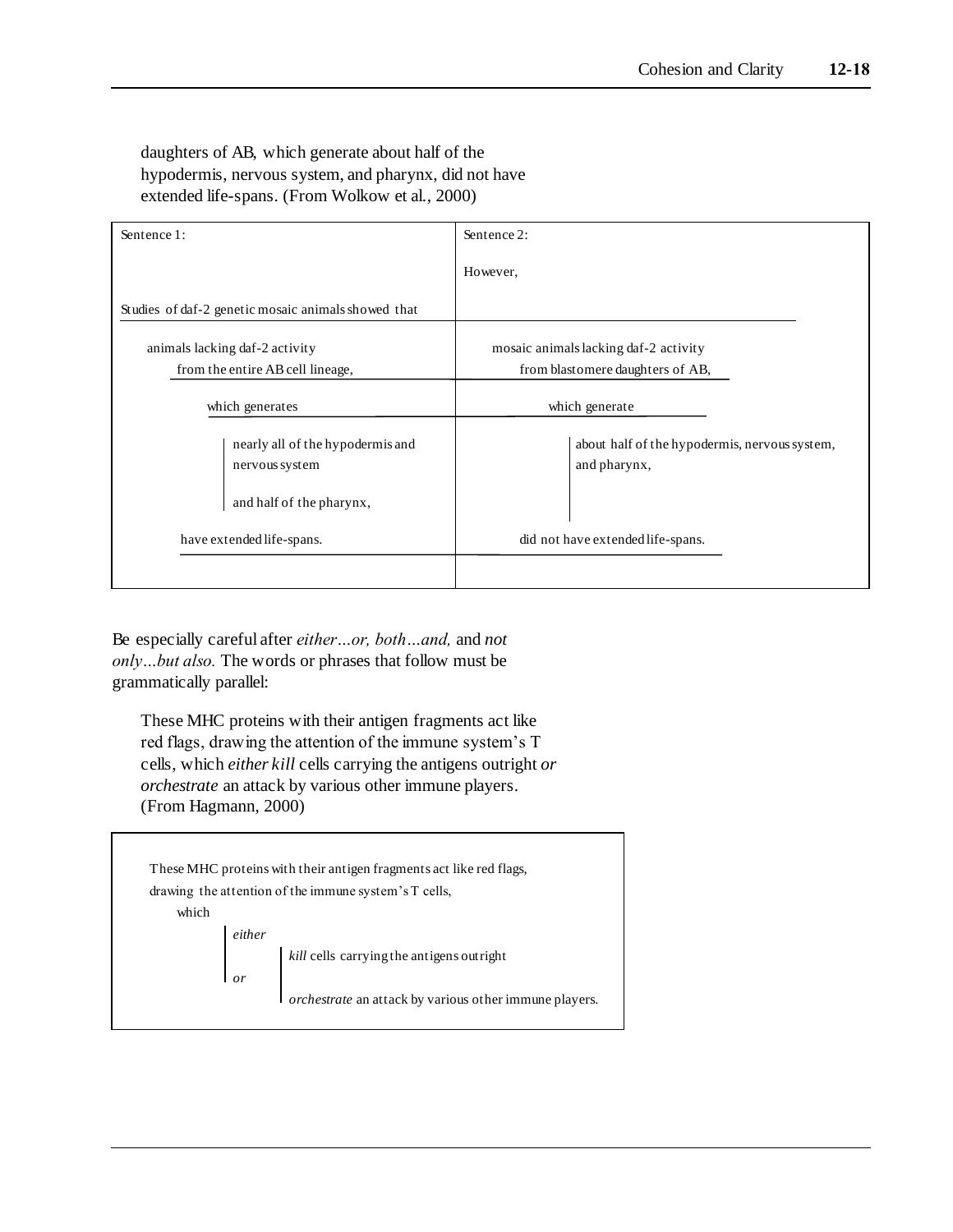daughters of AB, which generate about half of the hypodermis, nervous system, and pharynx, did not have extended life-spans. (From Wolkow et al., 2000)

| Sentence 1: | Sentence 2: |
|---|---|
| | However, |
| Studies of daf-2 genetic mosaic animals showed that | |
| animals lacking daf-2 activity from the entire AB cell lineage, | mosaic animals lacking daf-2 activity from blastomere daughters of AB, |
| which generates | which generate |
| nearly all of the hypodermis and nervous system | about half of the hypodermis, nervous system, and pharynx, |
| and half of the pharynx, | |
| have extended life-spans. | did not have extended life-spans. |

Be especially careful after *either…or, both…and,* and *not only…but also.* The words or phrases that follow must be grammatically parallel:

> These MHC proteins with their antigen fragments act like red flags, drawing the attention of the immune system's T cells, which *either kill* cells carrying the antigens outright *or orchestrate* an attack by various other immune players. (From Hagmann, 2000)

```
These MHC proteins with their antigen fragments act like red flags,
drawing the attention of the immune system's T cells,
    which
        | either
        |          | kill cells carrying the antigens outright
        | or       |
                   | orchestrate an attack by various other immune players.
```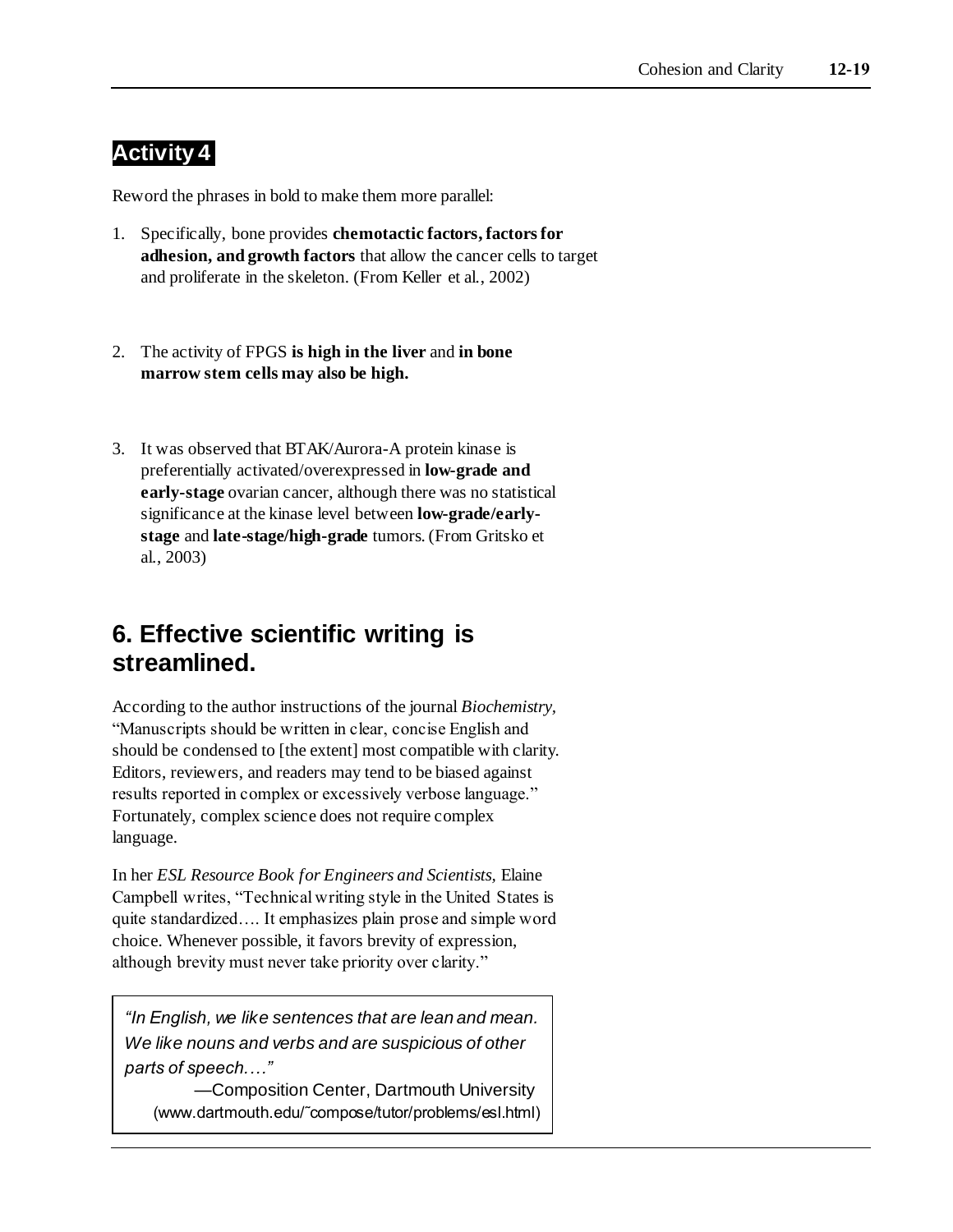## Activity 4

Reword the phrases in bold to make them more parallel:

1. Specifically, bone provides **chemotactic factors, factors for adhesion, and growth factors** that allow the cancer cells to target and proliferate in the skeleton. (From Keller et al., 2002)

2. The activity of FPGS **is high in the liver** and **in bone marrow stem cells may also be high.**

3. It was observed that BTAK/Aurora-A protein kinase is preferentially activated/overexpressed in **low-grade and early-stage** ovarian cancer, although there was no statistical significance at the kinase level between **low-grade/early-stage** and **late-stage/high-grade** tumors. (From Gritsko et al., 2003)

# 6. Effective scientific writing is streamlined.

According to the author instructions of the journal *Biochemistry*, "Manuscripts should be written in clear, concise English and should be condensed to [the extent] most compatible with clarity. Editors, reviewers, and readers may tend to be biased against results reported in complex or excessively verbose language." Fortunately, complex science does not require complex language.

In her *ESL Resource Book for Engineers and Scientists,* Elaine Campbell writes, "Technical writing style in the United States is quite standardized…. It emphasizes plain prose and simple word choice. Whenever possible, it favors brevity of expression, although brevity must never take priority over clarity."

> *"In English, we like sentences that are lean and mean. We like nouns and verbs and are suspicious of other parts of speech…."*
>
> —Composition Center, Dartmouth University (www.dartmouth.edu/˜compose/tutor/problems/esl.html)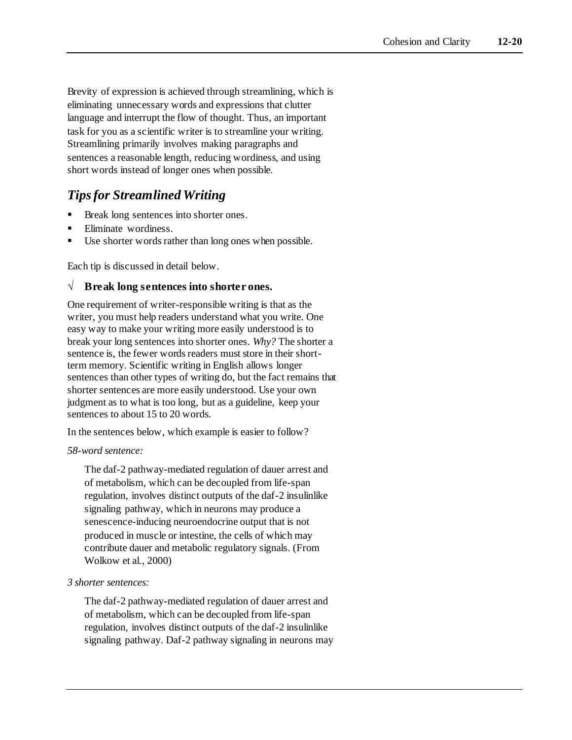Brevity of expression is achieved through streamlining, which is eliminating unnecessary words and expressions that clutter language and interrupt the flow of thought. Thus, an important task for you as a scientific writer is to streamline your writing. Streamlining primarily involves making paragraphs and sentences a reasonable length, reducing wordiness, and using short words instead of longer ones when possible.

## *Tips for Streamlined Writing*

- Break long sentences into shorter ones.
- Eliminate wordiness.
- Use shorter words rather than long ones when possible.

Each tip is discussed in detail below.

### √ Break long sentences into shorter ones.

One requirement of writer-responsible writing is that as the writer, you must help readers understand what you write. One easy way to make your writing more easily understood is to break your long sentences into shorter ones. *Why?* The shorter a sentence is, the fewer words readers must store in their short-term memory. Scientific writing in English allows longer sentences than other types of writing do, but the fact remains that shorter sentences are more easily understood. Use your own judgment as to what is too long, but as a guideline, keep your sentences to about 15 to 20 words.

In the sentences below, which example is easier to follow?

*58-word sentence:*

> The daf-2 pathway-mediated regulation of dauer arrest and of metabolism, which can be decoupled from life-span regulation, involves distinct outputs of the daf-2 insulinlike signaling pathway, which in neurons may produce a senescence-inducing neuroendocrine output that is not produced in muscle or intestine, the cells of which may contribute dauer and metabolic regulatory signals. (From Wolkow et al., 2000)

*3 shorter sentences:*

> The daf-2 pathway-mediated regulation of dauer arrest and of metabolism, which can be decoupled from life-span regulation, involves distinct outputs of the daf-2 insulinlike signaling pathway. Daf-2 pathway signaling in neurons may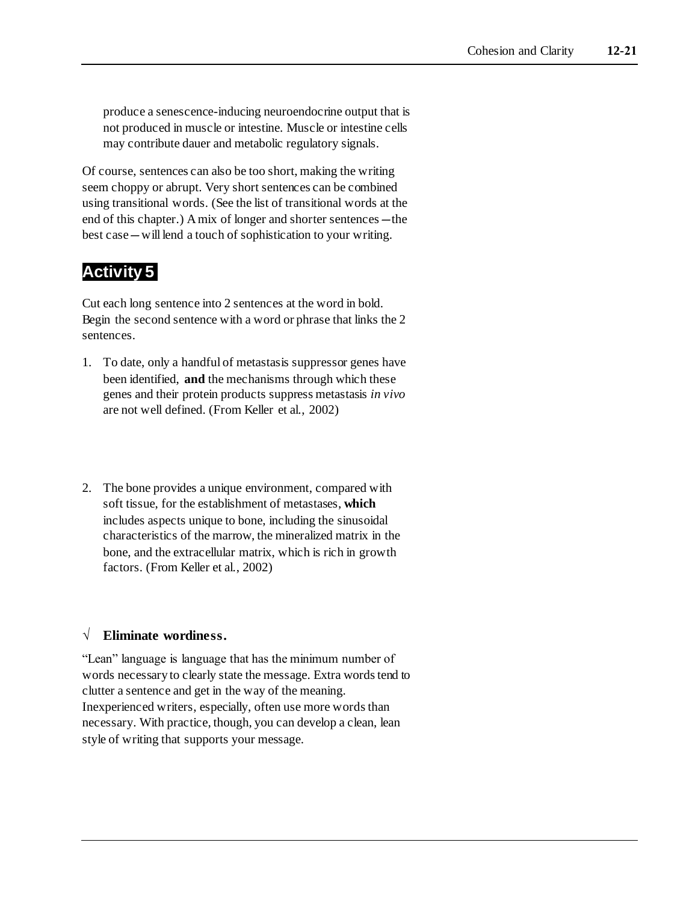produce a senescence-inducing neuroendocrine output that is not produced in muscle or intestine. Muscle or intestine cells may contribute dauer and metabolic regulatory signals.

Of course, sentences can also be too short, making the writing seem choppy or abrupt. Very short sentences can be combined using transitional words. (See the list of transitional words at the end of this chapter.) A mix of longer and shorter sentences—the best case—will lend a touch of sophistication to your writing.

## Activity 5

Cut each long sentence into 2 sentences at the word in bold. Begin the second sentence with a word or phrase that links the 2 sentences.

1. To date, only a handful of metastasis suppressor genes have been identified, **and** the mechanisms through which these genes and their protein products suppress metastasis *in vivo* are not well defined. (From Keller et al., 2002)

2. The bone provides a unique environment, compared with soft tissue, for the establishment of metastases, **which** includes aspects unique to bone, including the sinusoidal characteristics of the marrow, the mineralized matrix in the bone, and the extracellular matrix, which is rich in growth factors. (From Keller et al., 2002)

### √ Eliminate wordiness.

"Lean" language is language that has the minimum number of words necessary to clearly state the message. Extra words tend to clutter a sentence and get in the way of the meaning. Inexperienced writers, especially, often use more words than necessary. With practice, though, you can develop a clean, lean style of writing that supports your message.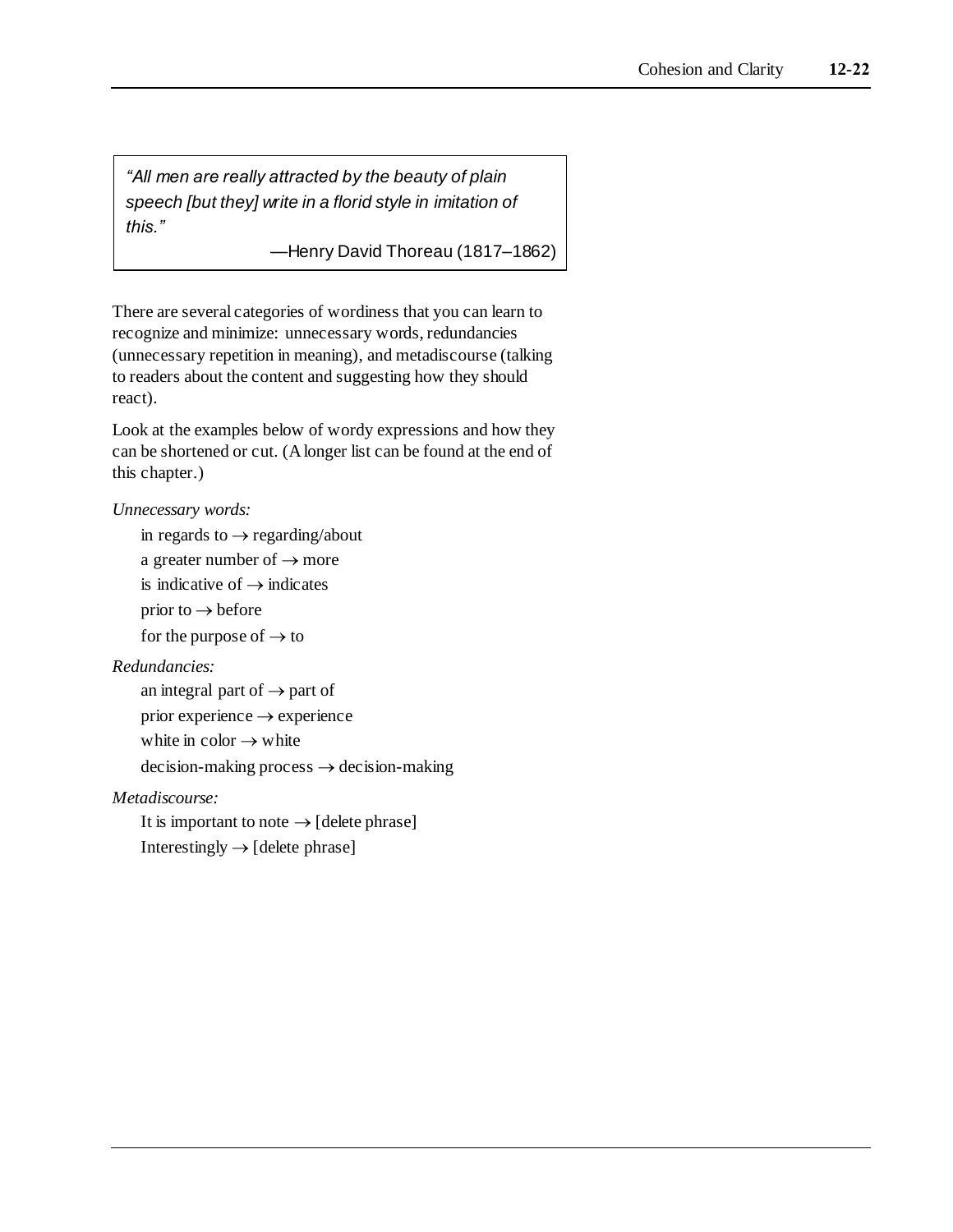> *"All men are really attracted by the beauty of plain speech [but they] write in a florid style in imitation of this."*
>
> —Henry David Thoreau (1817–1862)

There are several categories of wordiness that you can learn to recognize and minimize: unnecessary words, redundancies (unnecessary repetition in meaning), and metadiscourse (talking to readers about the content and suggesting how they should react).

Look at the examples below of wordy expressions and how they can be shortened or cut. (A longer list can be found at the end of this chapter.)

*Unnecessary words:*

- in regards to → regarding/about
- a greater number of → more
- is indicative of → indicates
- prior to → before
- for the purpose of → to

*Redundancies:*

- an integral part of → part of
- prior experience → experience
- white in color → white
- decision-making process → decision-making

*Metadiscourse:*

- It is important to note → [delete phrase]
- Interestingly → [delete phrase]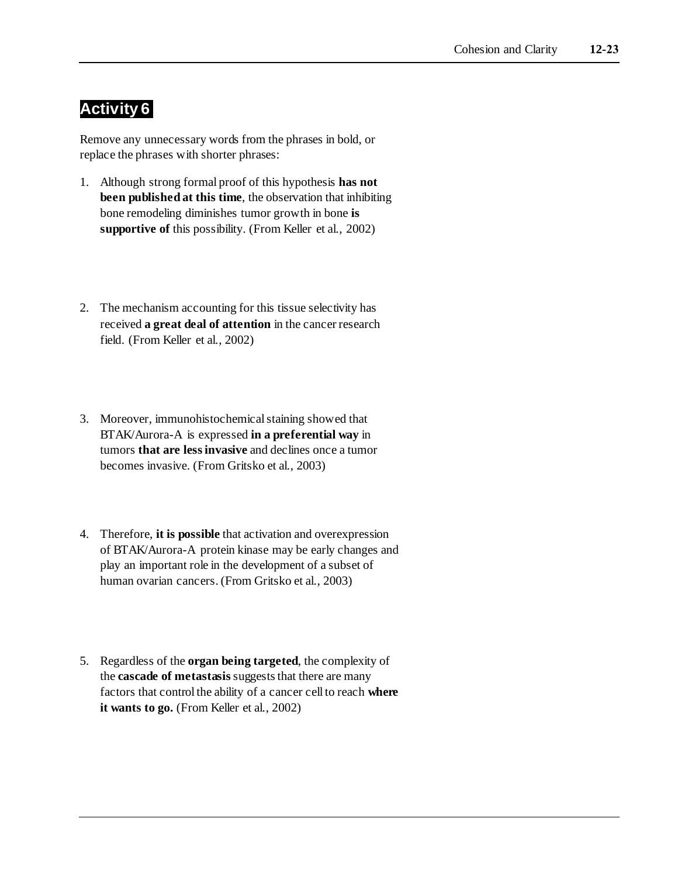## Activity 6

Remove any unnecessary words from the phrases in bold, or replace the phrases with shorter phrases:

1. Although strong formal proof of this hypothesis **has not been published at this time**, the observation that inhibiting bone remodeling diminishes tumor growth in bone **is supportive of** this possibility. (From Keller et al., 2002)

2. The mechanism accounting for this tissue selectivity has received **a great deal of attention** in the cancer research field. (From Keller et al., 2002)

3. Moreover, immunohistochemical staining showed that BTAK/Aurora-A is expressed **in a preferential way** in tumors **that are less invasive** and declines once a tumor becomes invasive. (From Gritsko et al., 2003)

4. Therefore, **it is possible** that activation and overexpression of BTAK/Aurora-A protein kinase may be early changes and play an important role in the development of a subset of human ovarian cancers. (From Gritsko et al., 2003)

5. Regardless of the **organ being targeted**, the complexity of the **cascade of metastasis** suggests that there are many factors that control the ability of a cancer cell to reach **where it wants to go.** (From Keller et al., 2002)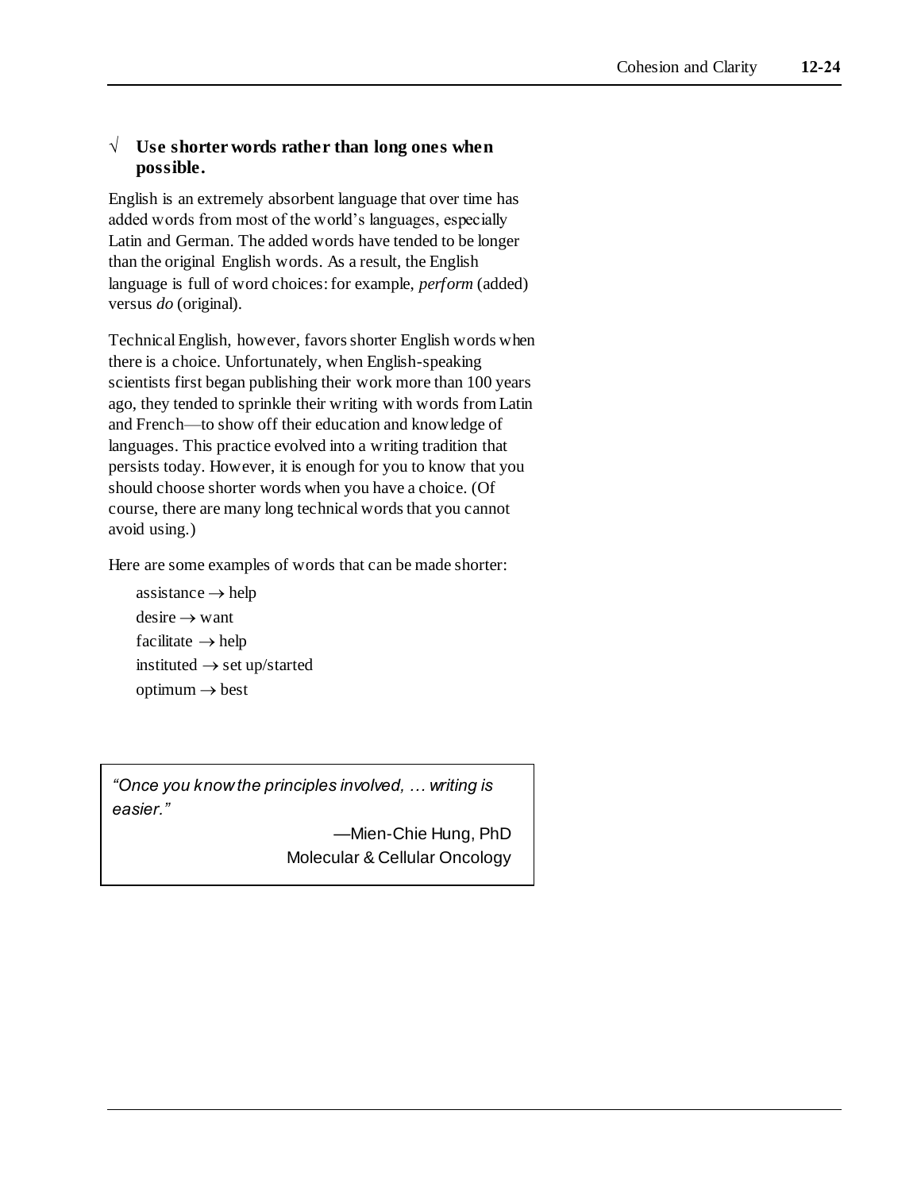### √ Use shorter words rather than long ones when possible.

English is an extremely absorbent language that over time has added words from most of the world's languages, especially Latin and German. The added words have tended to be longer than the original English words. As a result, the English language is full of word choices: for example, *perform* (added) versus *do* (original).

Technical English, however, favors shorter English words when there is a choice. Unfortunately, when English-speaking scientists first began publishing their work more than 100 years ago, they tended to sprinkle their writing with words from Latin and French—to show off their education and knowledge of languages. This practice evolved into a writing tradition that persists today. However, it is enough for you to know that you should choose shorter words when you have a choice. (Of course, there are many long technical words that you cannot avoid using.)

Here are some examples of words that can be made shorter:

assistance → help
desire → want
facilitate → help
instituted → set up/started
optimum → best

> *"Once you know the principles involved, … writing is easier."*
>
> —Mien-Chie Hung, PhD
> Molecular & Cellular Oncology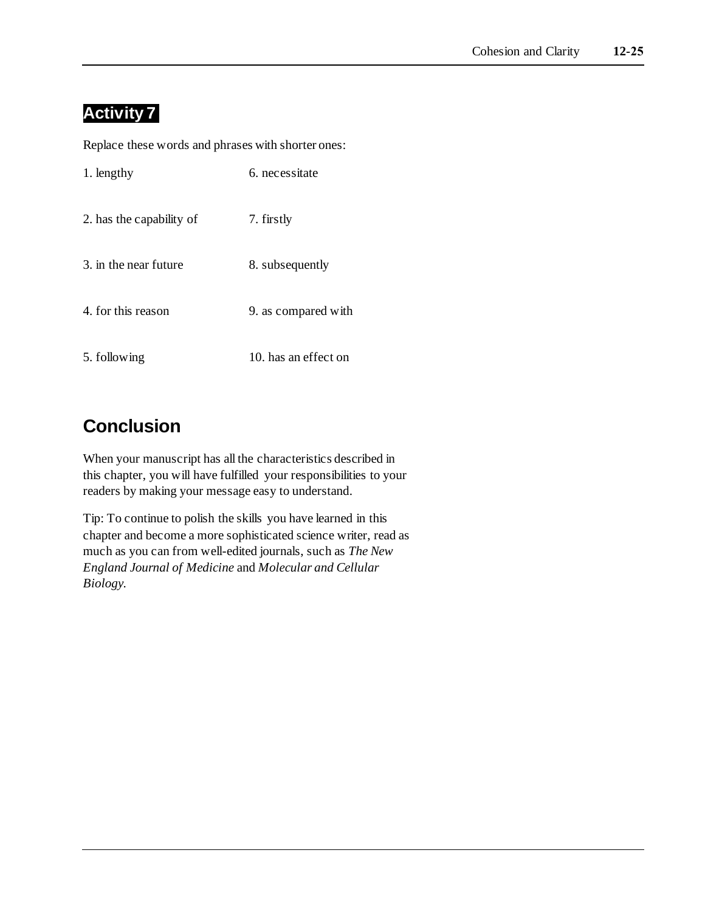## Activity 7

Replace these words and phrases with shorter ones:

1. lengthy
2. has the capability of
3. in the near future
4. for this reason
5. following
6. necessitate
7. firstly
8. subsequently
9. as compared with
10. has an effect on

## Conclusion

When your manuscript has all the characteristics described in this chapter, you will have fulfilled your responsibilities to your readers by making your message easy to understand.

Tip: To continue to polish the skills you have learned in this chapter and become a more sophisticated science writer, read as much as you can from well-edited journals, such as *The New England Journal of Medicine* and *Molecular and Cellular Biology.*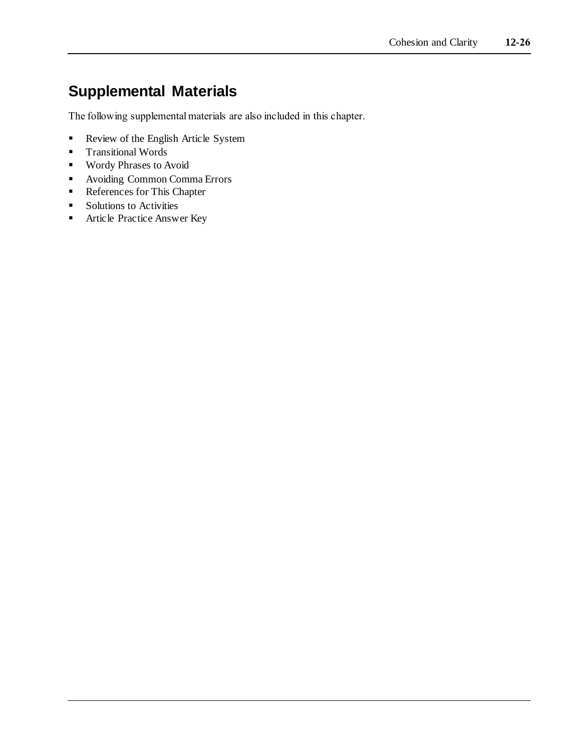## Supplemental Materials

The following supplemental materials are also included in this chapter.

- Review of the English Article System
- Transitional Words
- Wordy Phrases to Avoid
- Avoiding Common Comma Errors
- References for This Chapter
- Solutions to Activities
- Article Practice Answer Key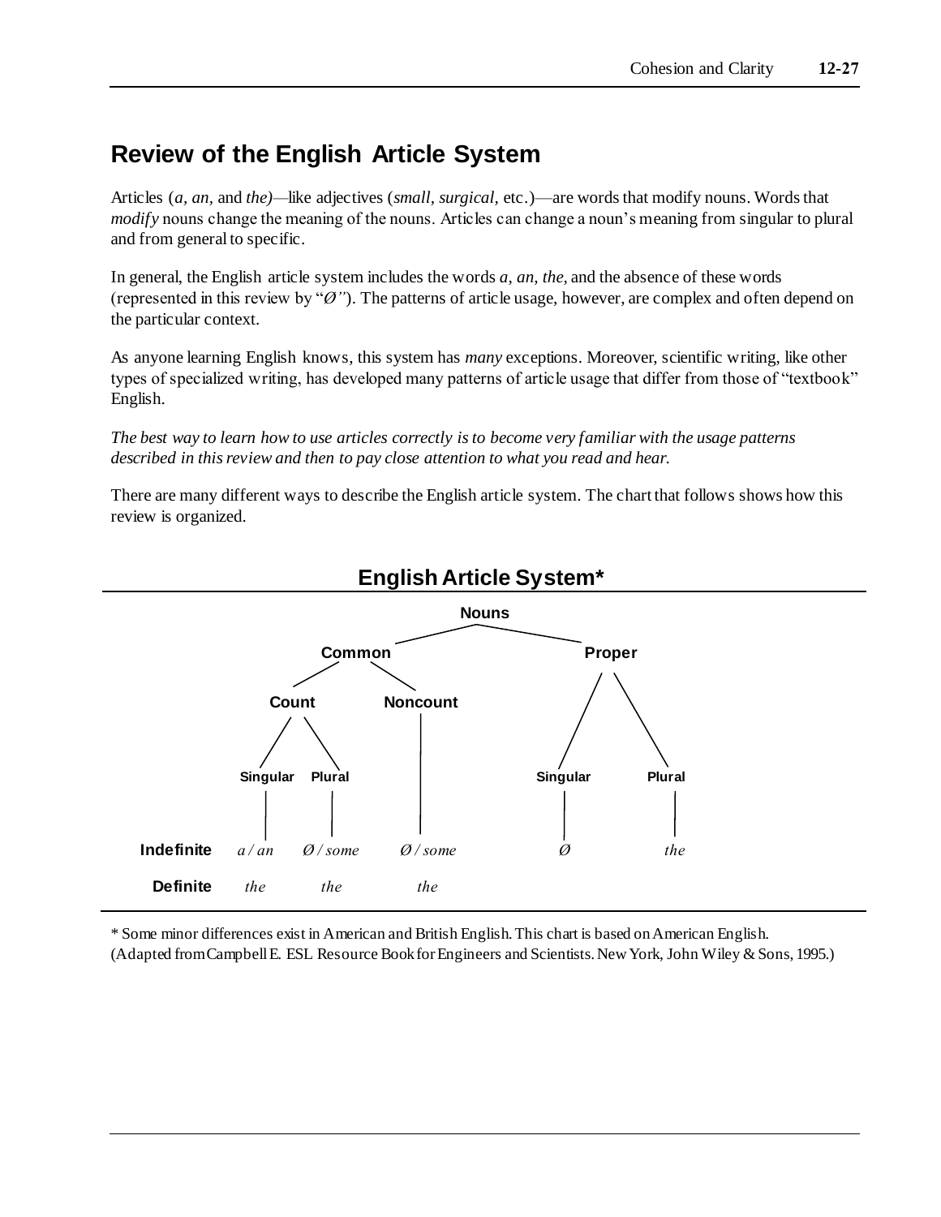## Review of the English Article System

Articles (*a, an,* and *the)*—like adjectives (*small, surgical,* etc.)—are words that modify nouns. Words that *modify* nouns change the meaning of the nouns. Articles can change a noun's meaning from singular to plural and from general to specific.

In general, the English article system includes the words *a, an, the,* and the absence of these words (represented in this review by "*Ø"*). The patterns of article usage, however, are complex and often depend on the particular context.

As anyone learning English knows, this system has *many* exceptions. Moreover, scientific writing, like other types of specialized writing, has developed many patterns of article usage that differ from those of "textbook" English.

*The best way to learn how to use articles correctly is to become very familiar with the usage patterns described in this review and then to pay close attention to what you read and hear.*

There are many different ways to describe the English article system. The chart that follows shows how this review is organized.

### English Article System*

| | Nouns | | | | |
|---|---|---|---|---|---|
| | Common | | | Proper | |
| | Count | | Noncount | | |
| | Singular | Plural | | Singular | Plural |
| **Indefinite** | *a / an* | *Ø / some* | *Ø / some* | *Ø* | *the* |
| **Definite** | *the* | *the* | *the* | | |

* Some minor differences exist in American and British English. This chart is based on American English. (Adapted from Campbell E. ESL Resource Book for Engineers and Scientists. New York, John Wiley & Sons, 1995.)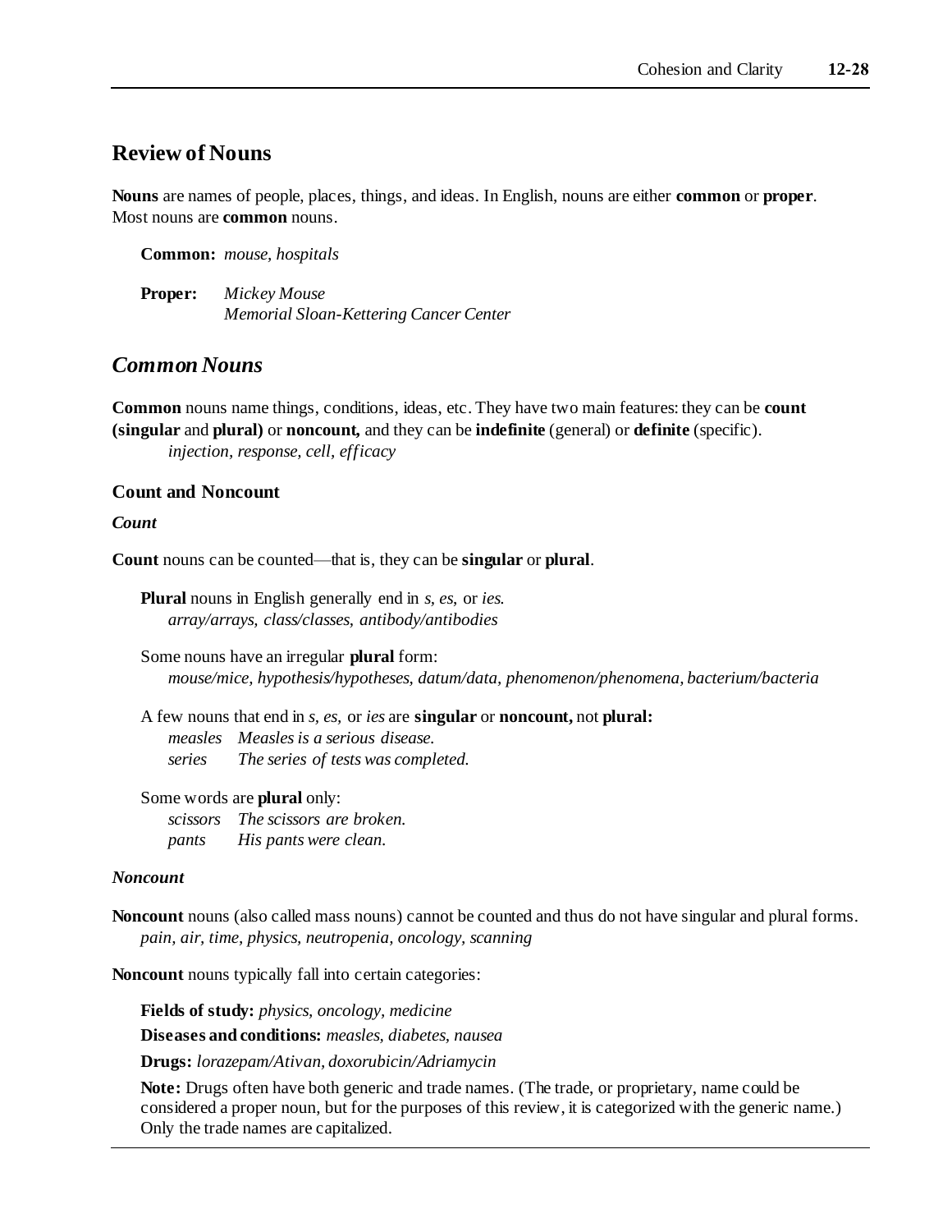## Review of Nouns

**Nouns** are names of people, places, things, and ideas. In English, nouns are either **common** or **proper**. Most nouns are **common** nouns.

**Common:** *mouse, hospitals*

**Proper:** *Mickey Mouse*
*Memorial Sloan-Kettering Cancer Center*

## *Common Nouns*

**Common** nouns name things, conditions, ideas, etc. They have two main features: they can be **count (singular** and **plural)** or **noncount,** and they can be **indefinite** (general) or **definite** (specific).
*injection, response, cell, efficacy*

### Count and Noncount

#### *Count*

**Count** nouns can be counted—that is, they can be **singular** or **plural**.

**Plural** nouns in English generally end in *s, es,* or *ies.*
*array/arrays, class/classes, antibody/antibodies*

Some nouns have an irregular **plural** form:
*mouse/mice, hypothesis/hypotheses, datum/data, phenomenon/phenomena, bacterium/bacteria*

A few nouns that end in *s, es,* or *ies* are **singular** or **noncount,** not **plural:**
*measles* *Measles is a serious disease.*
*series* *The series of tests was completed.*

Some words are **plural** only:
*scissors* *The scissors are broken.*
*pants* *His pants were clean.*

#### *Noncount*

**Noncount** nouns (also called mass nouns) cannot be counted and thus do not have singular and plural forms.
*pain, air, time, physics, neutropenia, oncology, scanning*

**Noncount** nouns typically fall into certain categories:

**Fields of study:** *physics, oncology, medicine*

**Diseases and conditions:** *measles, diabetes, nausea*

**Drugs:** *lorazepam/Ativan, doxorubicin/Adriamycin*

**Note:** Drugs often have both generic and trade names. (The trade, or proprietary, name could be considered a proper noun, but for the purposes of this review, it is categorized with the generic name.) Only the trade names are capitalized.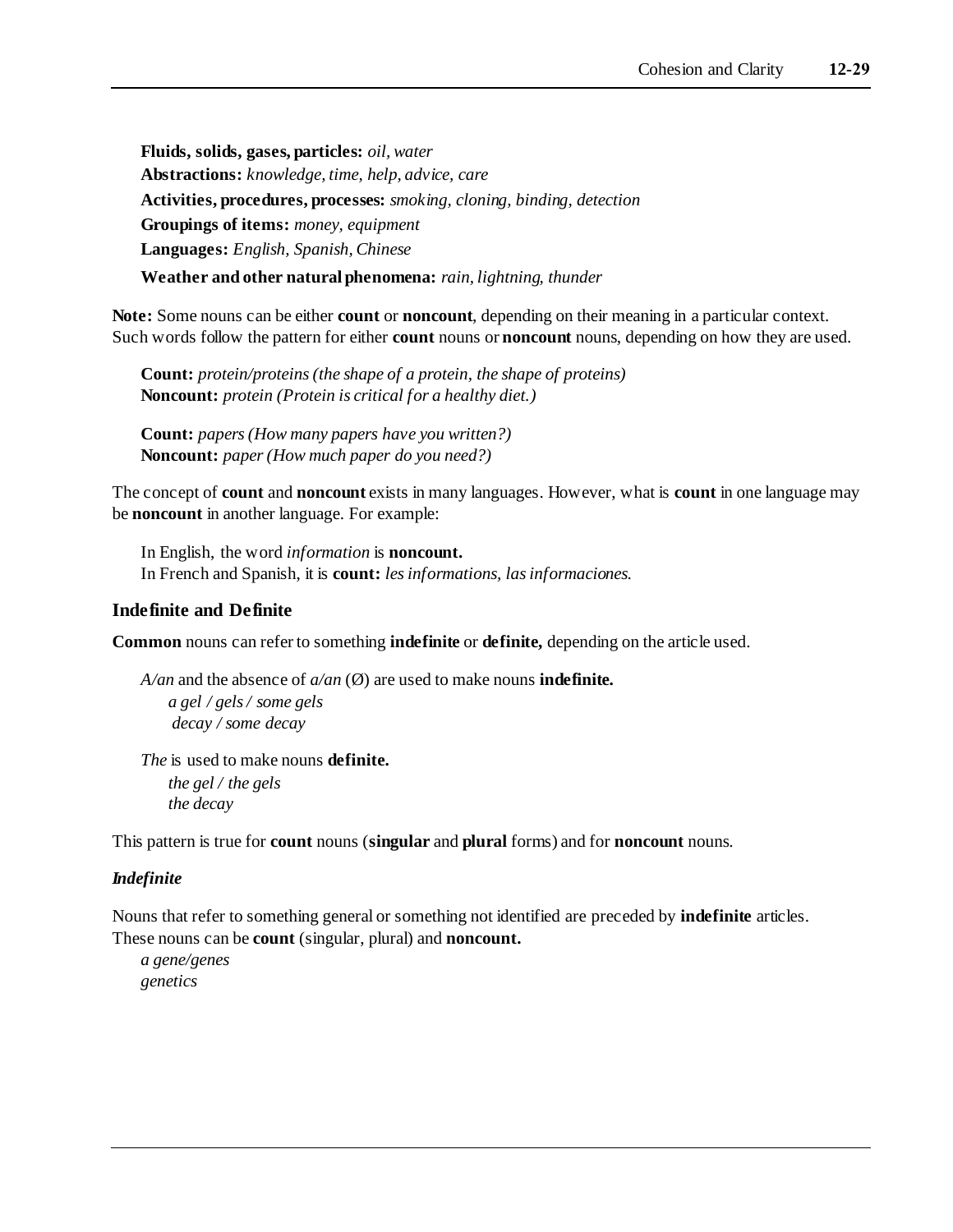**Fluids, solids, gases, particles:** *oil, water*
**Abstractions:** *knowledge, time, help, advice, care*
**Activities, procedures, processes:** *smoking, cloning, binding, detection*
**Groupings of items:** *money, equipment*
**Languages:** *English, Spanish, Chinese*
**Weather and other natural phenomena:** *rain, lightning, thunder*

**Note:** Some nouns can be either **count** or **noncount**, depending on their meaning in a particular context. Such words follow the pattern for either **count** nouns or **noncount** nouns, depending on how they are used.

**Count:** *protein/proteins (the shape of a protein, the shape of proteins)*
**Noncount:** *protein (Protein is critical for a healthy diet.)*

**Count:** *papers (How many papers have you written?)*
**Noncount:** *paper (How much paper do you need?)*

The concept of **count** and **noncount** exists in many languages. However, what is **count** in one language may be **noncount** in another language. For example:

In English, the word *information* is **noncount.**
In French and Spanish, it is **count:** *les informations, las informaciones.*

### Indefinite and Definite

**Common** nouns can refer to something **indefinite** or **definite,** depending on the article used.

*A/an* and the absence of *a/an* (Ø) are used to make nouns **indefinite.**
*a gel / gels / some gels*
*decay / some decay*

*The* is used to make nouns **definite.**
*the gel / the gels*
*the decay*

This pattern is true for **count** nouns (**singular** and **plural** forms) and for **noncount** nouns.

#### *Indefinite*

Nouns that refer to something general or something not identified are preceded by **indefinite** articles. These nouns can be **count** (singular, plural) and **noncount.**
*a gene/genes*
*genetics*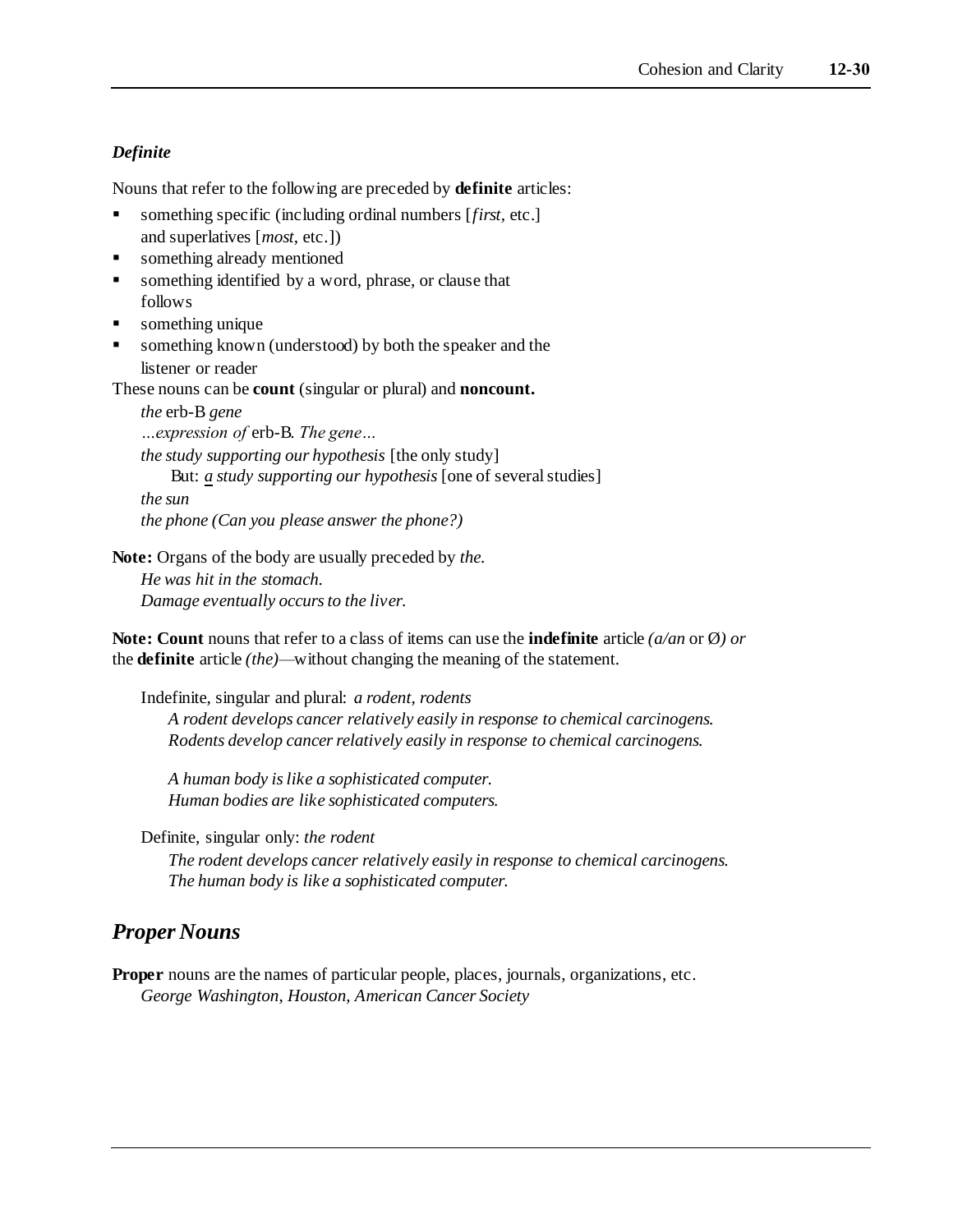### *Definite*

Nouns that refer to the following are preceded by **definite** articles:

- something specific (including ordinal numbers [*first*, etc.] and superlatives [*most*, etc.])
- something already mentioned
- something identified by a word, phrase, or clause that follows
- something unique
- something known (understood) by both the speaker and the listener or reader

These nouns can be **count** (singular or plural) and **noncount.**

*the* erb-B *gene*
*…expression of* erb-B. *The gene…*
*the study supporting our hypothesis* [the only study]
But: *a study supporting our hypothesis* [one of several studies]
*the sun*
*the phone (Can you please answer the phone?)*

**Note:** Organs of the body are usually preceded by *the.*
*He was hit in the stomach.*
*Damage eventually occurs to the liver.*

**Note: Count** nouns that refer to a class of items can use the **indefinite** article *(a/an* or Ø*) or* the **definite** article *(the)*—without changing the meaning of the statement.

Indefinite, singular and plural: *a rodent, rodents*
*A rodent develops cancer relatively easily in response to chemical carcinogens.*
*Rodents develop cancer relatively easily in response to chemical carcinogens.*

*A human body is like a sophisticated computer.*
*Human bodies are like sophisticated computers.*

Definite, singular only: *the rodent*
*The rodent develops cancer relatively easily in response to chemical carcinogens.*
*The human body is like a sophisticated computer.*

## *Proper Nouns*

**Proper** nouns are the names of particular people, places, journals, organizations, etc.
*George Washington, Houston, American Cancer Society*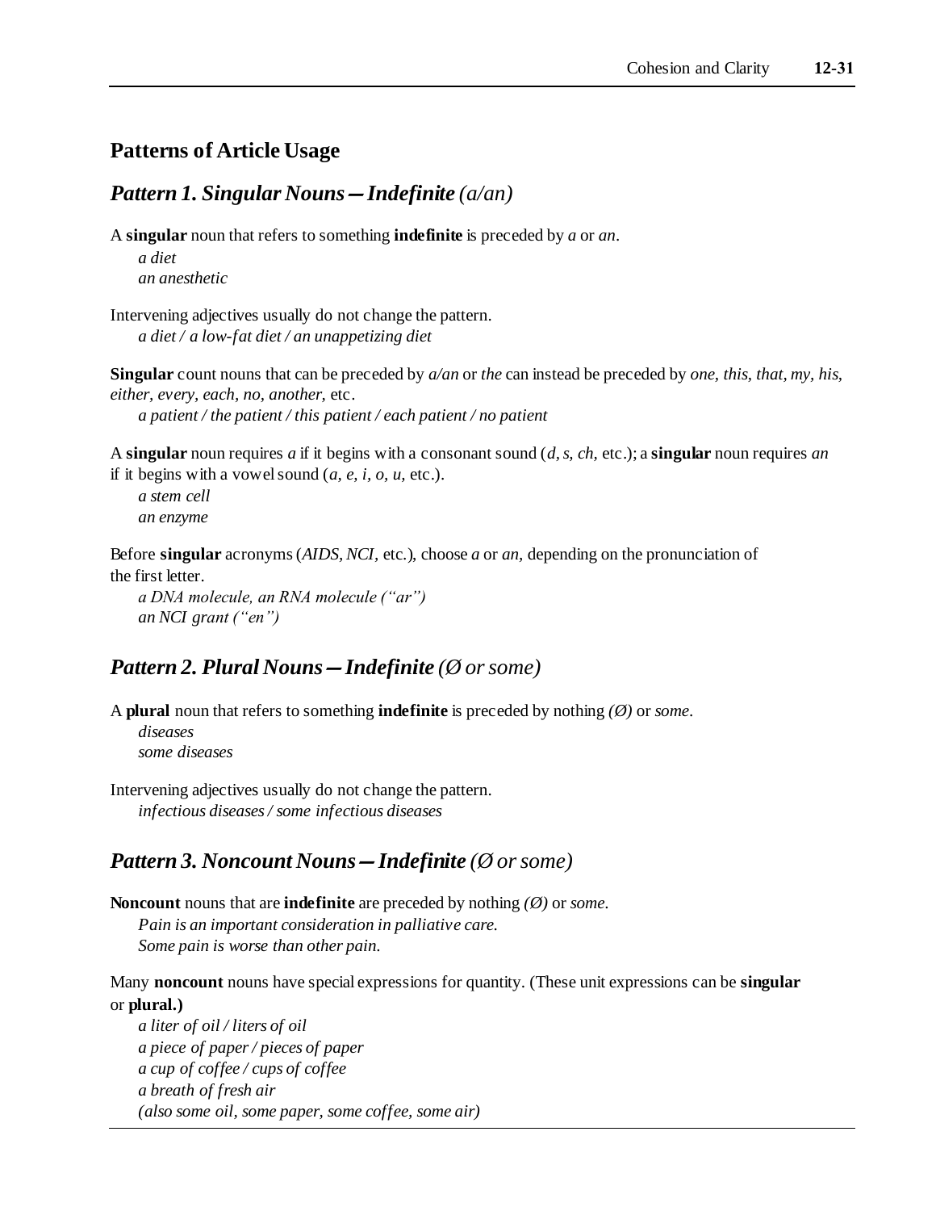## Patterns of Article Usage

### *Pattern 1. Singular Nouns—Indefinite (a/an)*

A **singular** noun that refers to something **indefinite** is preceded by *a* or *an*.

*a diet*
*an anesthetic*

Intervening adjectives usually do not change the pattern.

*a diet / a low-fat diet / an unappetizing diet*

**Singular** count nouns that can be preceded by *a/an* or *the* can instead be preceded by *one, this, that, my, his, either, every, each, no, another,* etc.

*a patient / the patient / this patient / each patient / no patient*

A **singular** noun requires *a* if it begins with a consonant sound (*d, s, ch,* etc.); a **singular** noun requires *an* if it begins with a vowel sound (*a, e, i, o, u,* etc.).

*a stem cell*
*an enzyme*

Before **singular** acronyms (*AIDS, NCI,* etc.), choose *a* or *an,* depending on the pronunciation of the first letter.

*a DNA molecule, an RNA molecule ("ar")*
*an NCI grant ("en")*

### *Pattern 2. Plural Nouns—Indefinite (Ø or some)*

A **plural** noun that refers to something **indefinite** is preceded by nothing *(Ø)* or *some*.

*diseases*
*some diseases*

Intervening adjectives usually do not change the pattern.

*infectious diseases / some infectious diseases*

### *Pattern 3. Noncount Nouns—Indefinite (Ø or some)*

**Noncount** nouns that are **indefinite** are preceded by nothing *(Ø)* or *some*.

*Pain is an important consideration in palliative care.*
*Some pain is worse than other pain.*

Many **noncount** nouns have special expressions for quantity. (These unit expressions can be **singular** or **plural.**)

*a liter of oil / liters of oil*
*a piece of paper / pieces of paper*
*a cup of coffee / cups of coffee*
*a breath of fresh air*
*(also some oil, some paper, some coffee, some air)*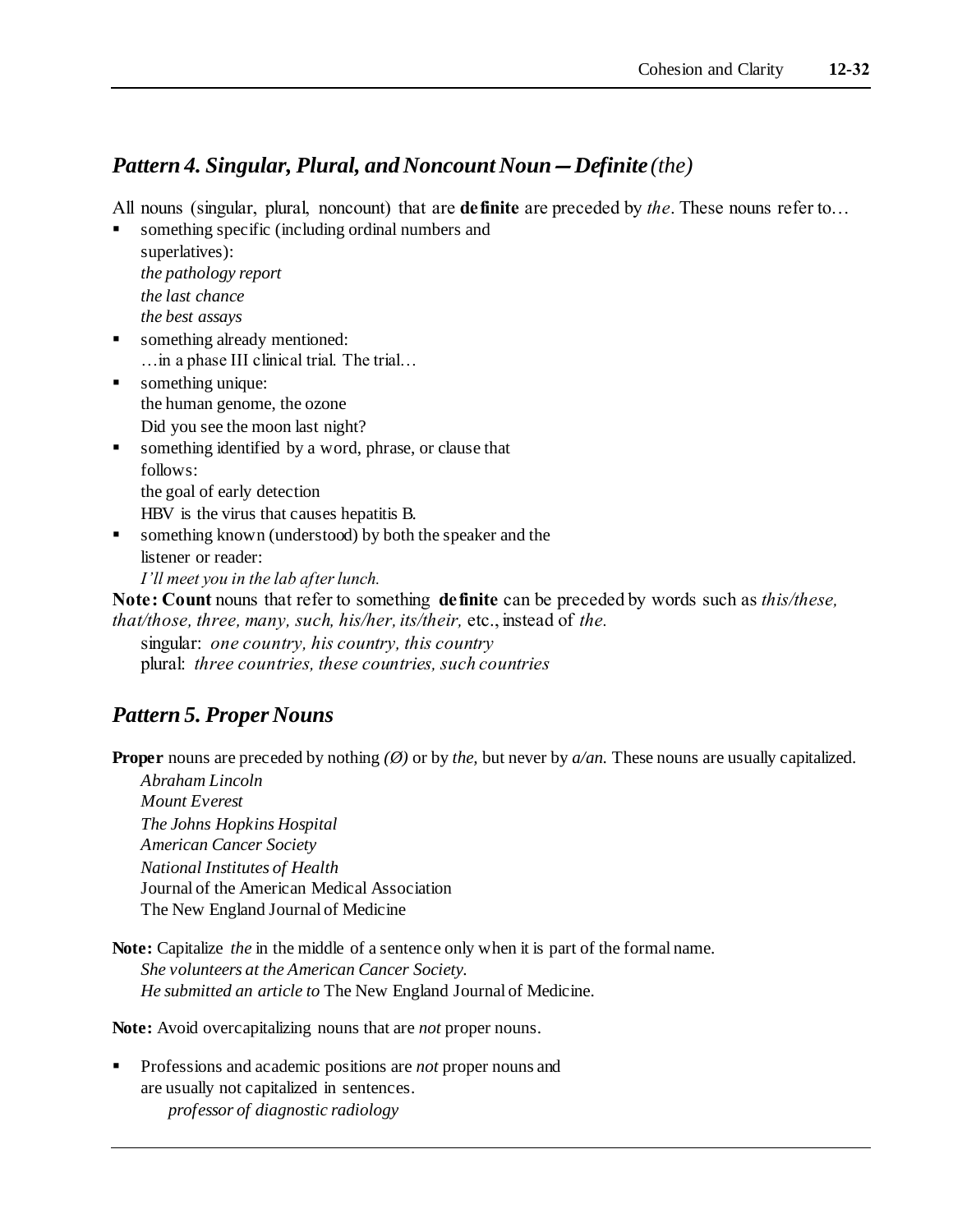## *Pattern 4. Singular, Plural, and Noncount Noun—Definite (the)*

All nouns (singular, plural, noncount) that are **definite** are preceded by *the*. These nouns refer to…

- something specific (including ordinal numbers and superlatives):
  *the pathology report*
  *the last chance*
  *the best assays*
- something already mentioned:
  …in a phase III clinical trial. The trial…
- something unique:
  the human genome, the ozone
  Did you see the moon last night?
- something identified by a word, phrase, or clause that follows:
  the goal of early detection
  HBV is the virus that causes hepatitis B.
- something known (understood) by both the speaker and the listener or reader:
  *I'll meet you in the lab after lunch.*

**Note: Count** nouns that refer to something **definite** can be preceded by words such as *this/these, that/those, three, many, such, his/her, its/their,* etc., instead of *the.*

singular: *one country, his country, this country*
plural: *three countries, these countries, such countries*

## *Pattern 5. Proper Nouns*

**Proper** nouns are preceded by nothing *(Ø)* or by *the,* but never by *a/an.* These nouns are usually capitalized.

*Abraham Lincoln*
*Mount Everest*
*The Johns Hopkins Hospital*
*American Cancer Society*
*National Institutes of Health*
Journal of the American Medical Association
The New England Journal of Medicine

**Note:** Capitalize *the* in the middle of a sentence only when it is part of the formal name.
*She volunteers at the American Cancer Society.*
*He submitted an article to* The New England Journal of Medicine.

**Note:** Avoid overcapitalizing nouns that are *not* proper nouns.

- Professions and academic positions are *not* proper nouns and are usually not capitalized in sentences.
  *professor of diagnostic radiology*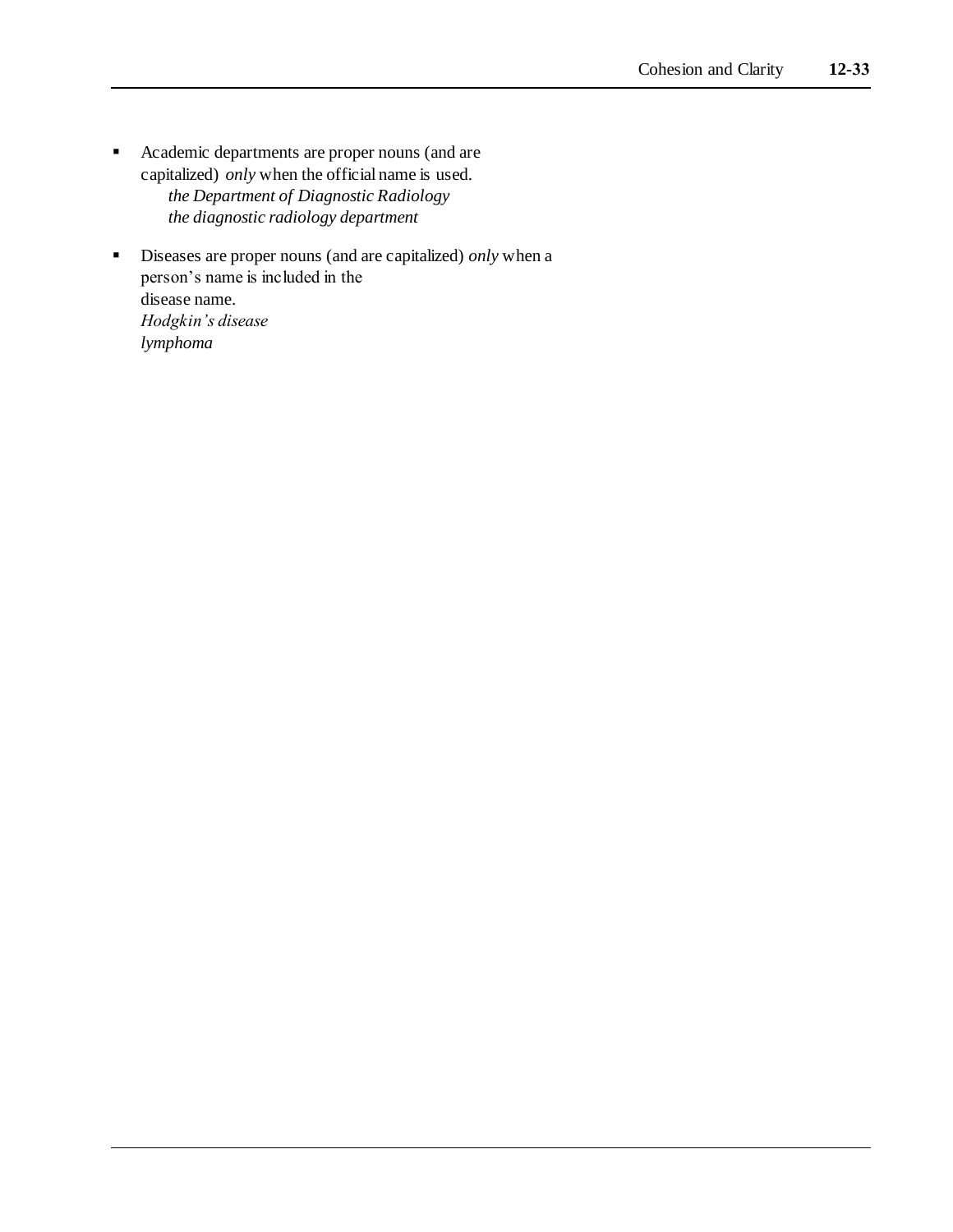- Academic departments are proper nouns (and are capitalized) *only* when the official name is used.
  *the Department of Diagnostic Radiology*
  *the diagnostic radiology department*

- Diseases are proper nouns (and are capitalized) *only* when a person's name is included in the disease name.
  *Hodgkin's disease*
  *lymphoma*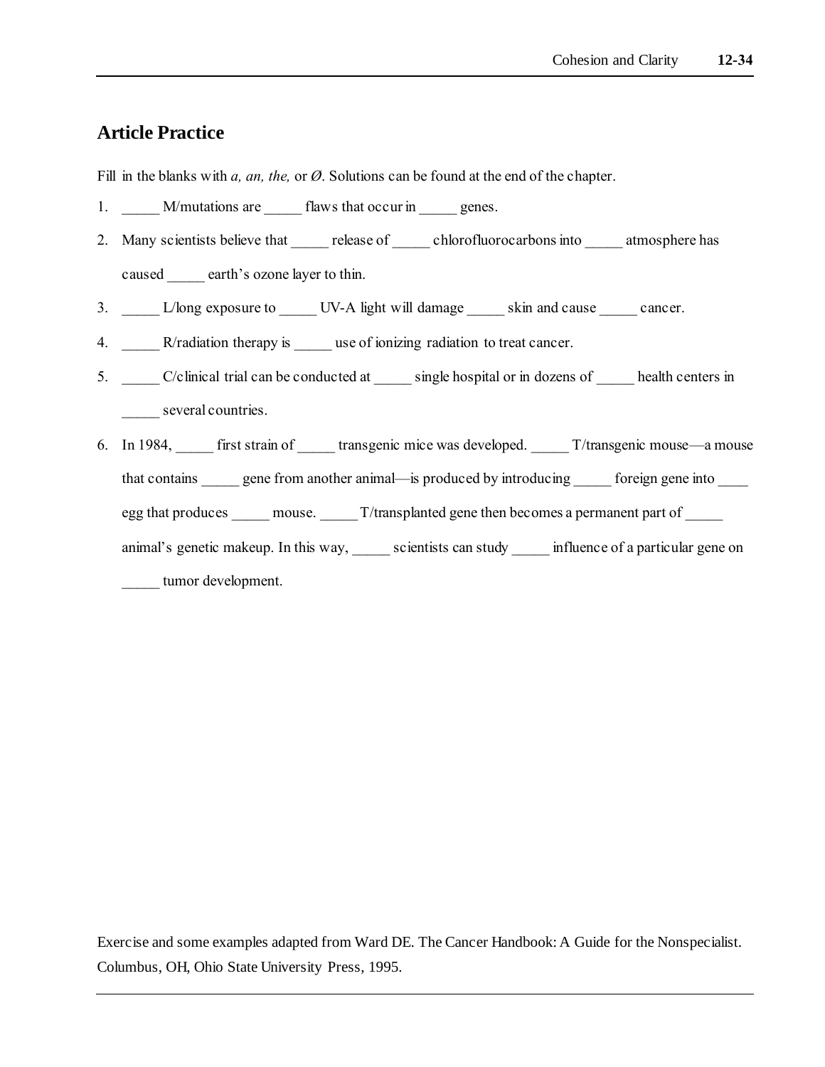## Article Practice

Fill in the blanks with *a, an, the,* or *Ø*. Solutions can be found at the end of the chapter.

1. _____ M/mutations are _____ flaws that occur in _____ genes.
2. Many scientists believe that _____ release of _____ chlorofluorocarbons into _____ atmosphere has caused _____ earth's ozone layer to thin.
3. _____ L/long exposure to _____ UV-A light will damage _____ skin and cause _____ cancer.
4. _____ R/radiation therapy is _____ use of ionizing radiation to treat cancer.
5. _____ C/clinical trial can be conducted at _____ single hospital or in dozens of _____ health centers in _____ several countries.
6. In 1984, _____ first strain of _____ transgenic mice was developed. _____ T/transgenic mouse—a mouse that contains _____ gene from another animal—is produced by introducing _____ foreign gene into ____ egg that produces _____ mouse. _____ T/transplanted gene then becomes a permanent part of _____ animal's genetic makeup. In this way, _____ scientists can study _____ influence of a particular gene on _____ tumor development.

Exercise and some examples adapted from Ward DE. The Cancer Handbook: A Guide for the Nonspecialist. Columbus, OH, Ohio State University Press, 1995.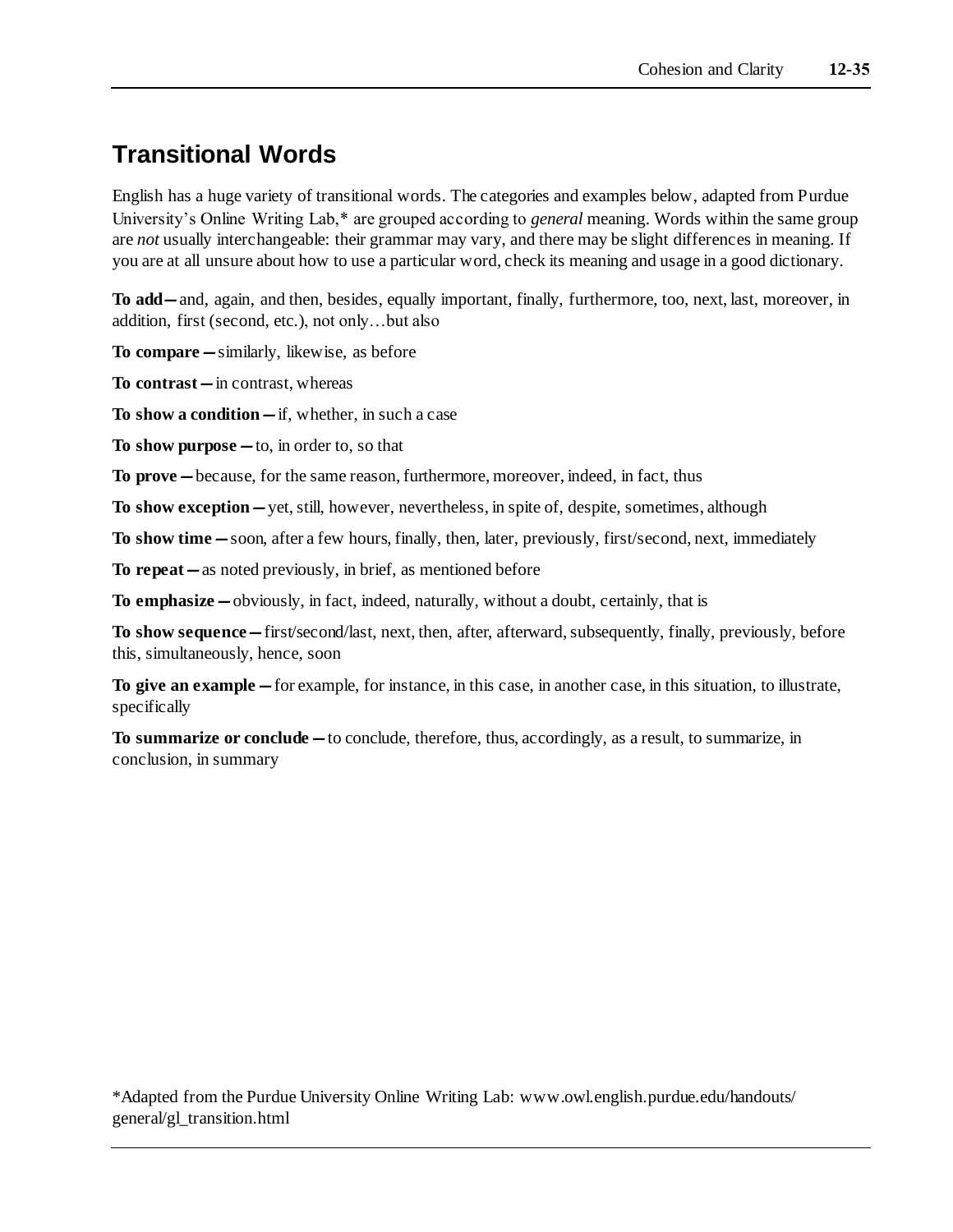## Transitional Words

English has a huge variety of transitional words. The categories and examples below, adapted from Purdue University's Online Writing Lab,* are grouped according to *general* meaning. Words within the same group are *not* usually interchangeable: their grammar may vary, and there may be slight differences in meaning. If you are at all unsure about how to use a particular word, check its meaning and usage in a good dictionary.

**To add**—and, again, and then, besides, equally important, finally, furthermore, too, next, last, moreover, in addition, first (second, etc.), not only…but also

**To compare**—similarly, likewise, as before

**To contrast**—in contrast, whereas

**To show a condition**—if, whether, in such a case

**To show purpose**—to, in order to, so that

**To prove**—because, for the same reason, furthermore, moreover, indeed, in fact, thus

**To show exception**—yet, still, however, nevertheless, in spite of, despite, sometimes, although

**To show time**—soon, after a few hours, finally, then, later, previously, first/second, next, immediately

**To repeat**—as noted previously, in brief, as mentioned before

**To emphasize**—obviously, in fact, indeed, naturally, without a doubt, certainly, that is

**To show sequence**—first/second/last, next, then, after, afterward, subsequently, finally, previously, before this, simultaneously, hence, soon

**To give an example**—for example, for instance, in this case, in another case, in this situation, to illustrate, specifically

**To summarize or conclude**—to conclude, therefore, thus, accordingly, as a result, to summarize, in conclusion, in summary

*Adapted from the Purdue University Online Writing Lab: www.owl.english.purdue.edu/handouts/general/gl_transition.html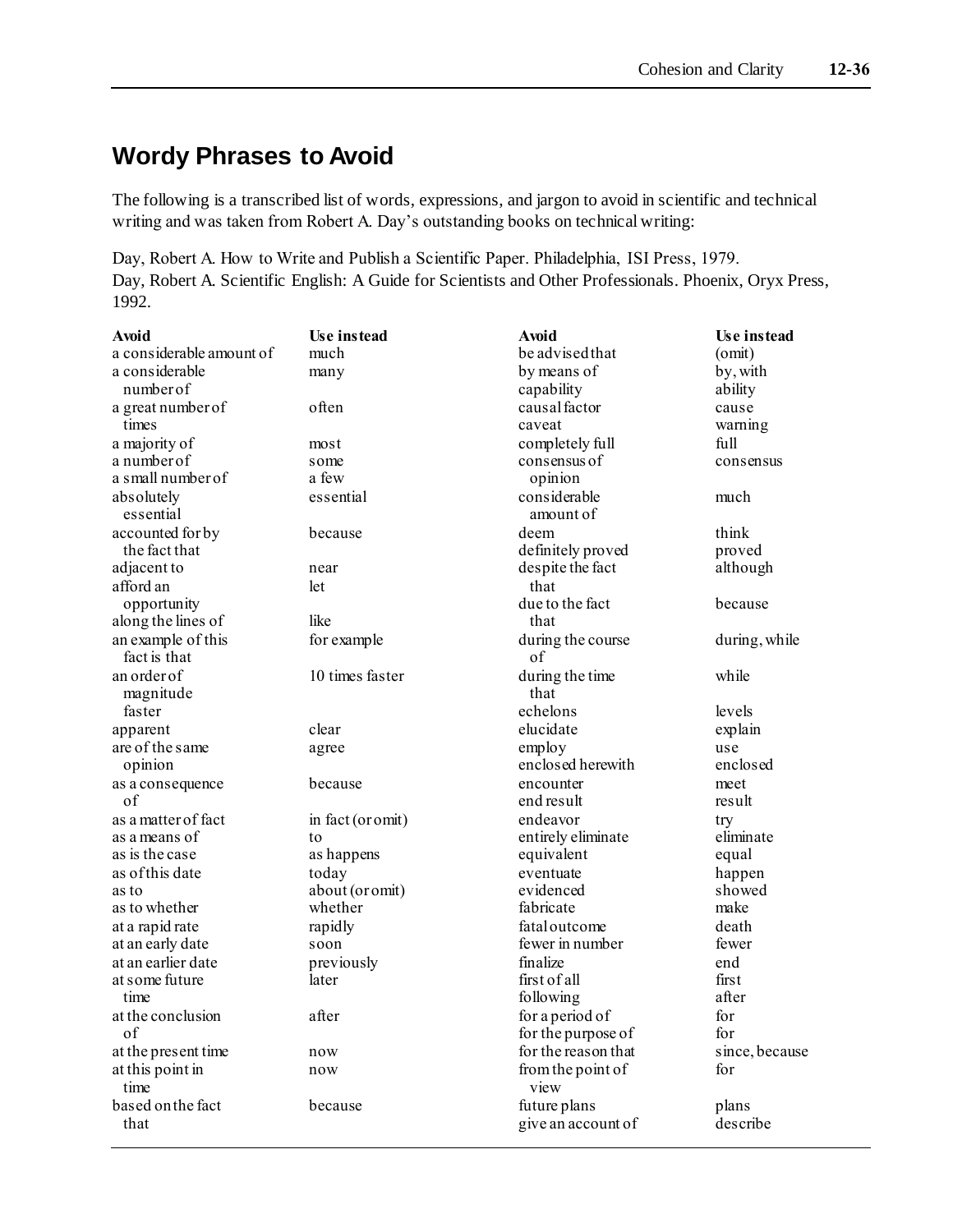## Wordy Phrases to Avoid

The following is a transcribed list of words, expressions, and jargon to avoid in scientific and technical writing and was taken from Robert A. Day's outstanding books on technical writing:

Day, Robert A. How to Write and Publish a Scientific Paper. Philadelphia, ISI Press, 1979.
Day, Robert A. Scientific English: A Guide for Scientists and Other Professionals. Phoenix, Oryx Press, 1992.

| Avoid | Use instead |
|---|---|
| a considerable amount of | much |
| a considerable number of | many |
| a great number of times | often |
| a majority of | most |
| a number of | some |
| a small number of | a few |
| absolutely essential | essential |
| accounted for by the fact that | because |
| adjacent to | near |
| afford an opportunity | let |
| along the lines of | like |
| an example of this fact is that | for example |
| an order of magnitude faster | 10 times faster |
| apparent | clear |
| are of the same opinion | agree |
| as a consequence of | because |
| as a matter of fact | in fact (or omit) |
| as a means of | to |
| as is the case | as happens |
| as of this date | today |
| as to | about (or omit) |
| as to whether | whether |
| at a rapid rate | rapidly |
| at an early date | soon |
| at an earlier date | previously |
| at some future time | later |
| at the conclusion of | after |
| at the present time | now |
| at this point in time | now |
| based on the fact that | because |
| be advised that | (omit) |
| by means of | by, with |
| capability | ability |
| causal factor | cause |
| caveat | warning |
| completely full | full |
| consensus of opinion | consensus |
| considerable amount of | much |
| deem | think |
| definitely proved | proved |
| despite the fact that | although |
| due to the fact that | because |
| during the course of | during, while |
| during the time that | while |
| echelons | levels |
| elucidate | explain |
| employ | use |
| enclosed herewith | enclosed |
| encounter | meet |
| end result | result |
| endeavor | try |
| entirely eliminate | eliminate |
| equivalent | equal |
| eventuate | happen |
| evidenced | showed |
| fabricate | make |
| fatal outcome | death |
| fewer in number | fewer |
| finalize | end |
| first of all | first |
| following | after |
| for a period of | for |
| for the purpose of | for |
| for the reason that | since, because |
| from the point of view | for |
| future plans | plans |
| give an account of | describe |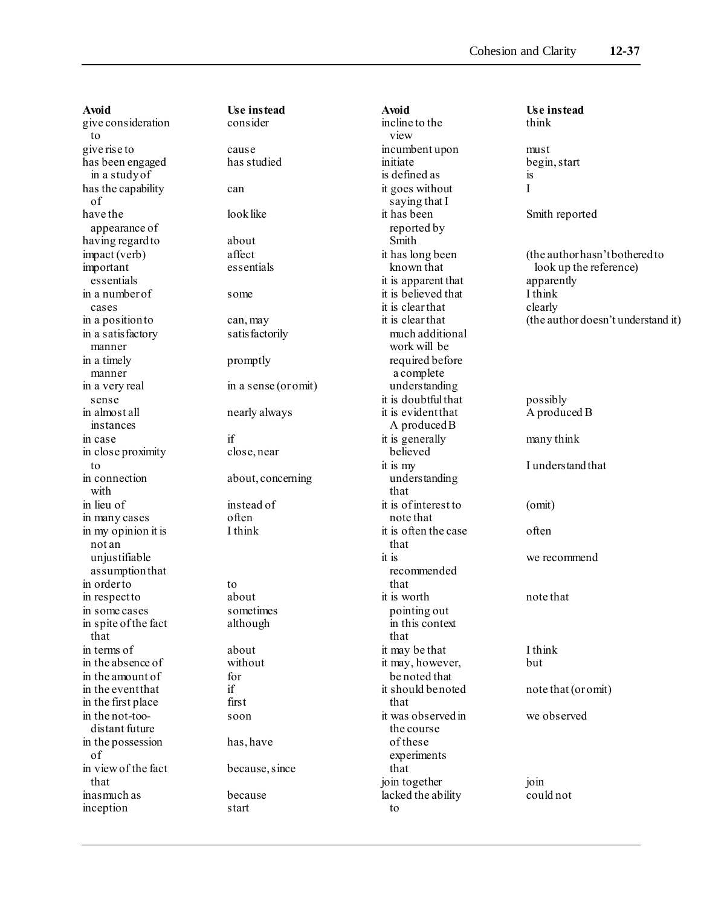| Avoid | Use instead |
|---|---|
| give consideration to | consider |
| give rise to | cause |
| has been engaged in a study of | has studied |
| has the capability of | can |
| have the appearance of | look like |
| having regard to | about |
| impact (verb) | affect |
| important essentials | essentials |
| in a number of cases | some |
| in a position to | can, may |
| in a satisfactory manner | satisfactorily |
| in a timely manner | promptly |
| in a very real sense | in a sense (or omit) |
| in almost all instances | nearly always |
| in case | if |
| in close proximity to | close, near |
| in connection with | about, concerning |
| in lieu of | instead of |
| in many cases | often |
| in my opinion it is not an unjustifiable assumption that | I think |
| in order to | to |
| in respect to | about |
| in some cases | sometimes |
| in spite of the fact that | although |
| in terms of | about |
| in the absence of | without |
| in the amount of | for |
| in the event that | if |
| in the first place | first |
| in the not-too-distant future | soon |
| in the possession of | has, have |
| in view of the fact that | because, since |
| inasmuch as | because |
| inception | start |
| incline to the view | think |
| incumbent upon | must |
| initiate | begin, start |
| is defined as | is |
| it goes without saying that I | I |
| it has been reported by Smith | Smith reported |
| it has long been known that | (the author hasn't bothered to look up the reference) |
| it is apparent that | apparently |
| it is believed that | I think |
| it is clear that | clearly |
| it is clear that much additional work will be required before a complete understanding | (the author doesn't understand it) |
| it is doubtful that | possibly |
| it is evident that A produced B | A produced B |
| it is generally believed | many think |
| it is my understanding that | I understand that |
| it is of interest to note that | (omit) |
| it is often the case that | often |
| it is recommended that | we recommend |
| it is worth pointing out in this context that | note that |
| it may be that | I think |
| it may, however, be noted that | but |
| it should be noted that | note that (or omit) |
| it was observed in the course of these experiments that | we observed |
| join together | join |
| lacked the ability to | could not |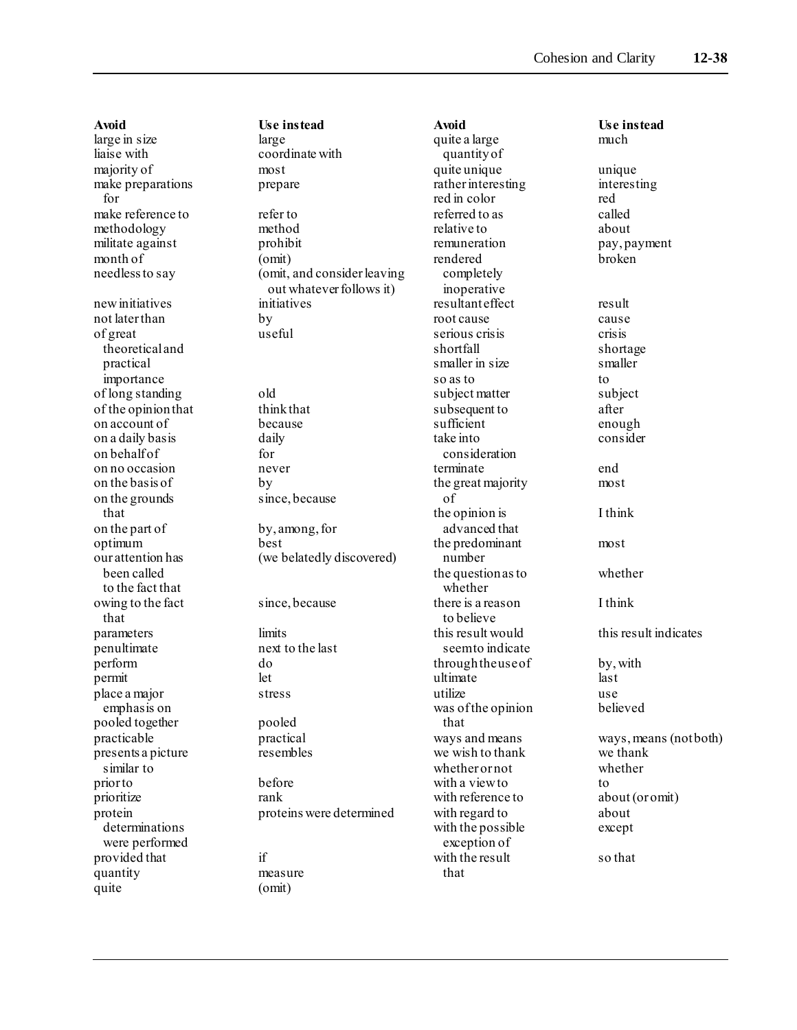| Avoid | Use instead |
|---|---|
| large in size | large |
| liaise with | coordinate with |
| majority of | most |
| make preparations for | prepare |
| make reference to | refer to |
| methodology | method |
| militate against | prohibit |
| month of | (omit) |
| needless to say | (omit, and consider leaving out whatever follows it) |
| new initiatives | initiatives |
| not later than | by |
| of great theoretical and practical importance | useful |
| of long standing | old |
| of the opinion that | think that |
| on account of | because |
| on a daily basis | daily |
| on behalf of | for |
| on no occasion | never |
| on the basis of | by |
| on the grounds that | since, because |
| on the part of | by, among, for |
| optimum | best |
| our attention has been called to the fact that | (we belatedly discovered) |
| owing to the fact that | since, because |
| parameters | limits |
| penultimate | next to the last |
| perform | do |
| permit | let |
| place a major emphasis on | stress |
| pooled together | pooled |
| practicable | practical |
| presents a picture similar to | resembles |
| prior to | before |
| prioritize | rank |
| protein determinations were performed | proteins were determined |
| provided that | if |
| quantity | measure |
| quite | (omit) |
| quite a large quantity of | much |
| quite unique | unique |
| rather interesting | interesting |
| red in color | red |
| referred to as | called |
| relative to | about |
| remuneration | pay, payment |
| rendered completely inoperative | broken |
| resultant effect | result |
| root cause | cause |
| serious crisis | crisis |
| shortfall | shortage |
| smaller in size | smaller |
| so as to | to |
| subject matter | subject |
| subsequent to | after |
| sufficient | enough |
| take into consideration | consider |
| terminate | end |
| the great majority of | most |
| the opinion is advanced that | I think |
| the predominant number | most |
| the question as to whether | whether |
| there is a reason to believe | I think |
| this result would seem to indicate | this result indicates |
| through the use of | by, with |
| ultimate | last |
| utilize | use |
| was of the opinion that | believed |
| ways and means | ways, means (not both) |
| we wish to thank | we thank |
| whether or not | whether |
| with a view to | to |
| with reference to | about (or omit) |
| with regard to | about |
| with the possible exception of | except |
| with the result that | so that |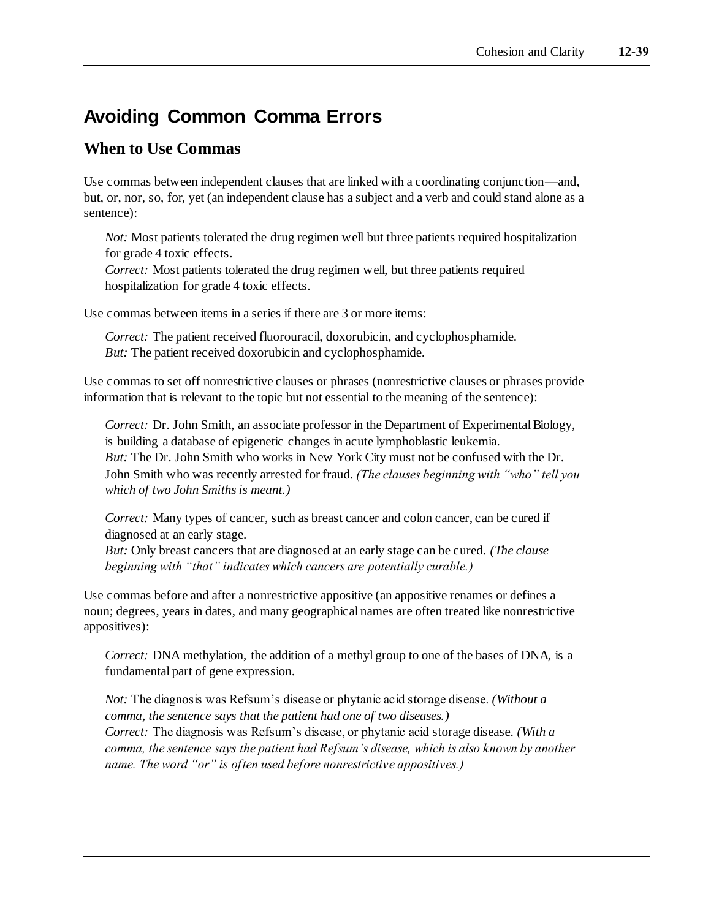# Avoiding Common Comma Errors

## When to Use Commas

Use commas between independent clauses that are linked with a coordinating conjunction—and, but, or, nor, so, for, yet (an independent clause has a subject and a verb and could stand alone as a sentence):

> *Not:* Most patients tolerated the drug regimen well but three patients required hospitalization for grade 4 toxic effects.
> *Correct:* Most patients tolerated the drug regimen well, but three patients required hospitalization for grade 4 toxic effects.

Use commas between items in a series if there are 3 or more items:

> *Correct:* The patient received fluorouracil, doxorubicin, and cyclophosphamide.
> *But:* The patient received doxorubicin and cyclophosphamide.

Use commas to set off nonrestrictive clauses or phrases (nonrestrictive clauses or phrases provide information that is relevant to the topic but not essential to the meaning of the sentence):

> *Correct:* Dr. John Smith, an associate professor in the Department of Experimental Biology, is building a database of epigenetic changes in acute lymphoblastic leukemia.
> *But:* The Dr. John Smith who works in New York City must not be confused with the Dr. John Smith who was recently arrested for fraud. *(The clauses beginning with "who" tell you which of two John Smiths is meant.)*

> *Correct:* Many types of cancer, such as breast cancer and colon cancer, can be cured if diagnosed at an early stage.
> *But:* Only breast cancers that are diagnosed at an early stage can be cured. *(The clause beginning with "that" indicates which cancers are potentially curable.)*

Use commas before and after a nonrestrictive appositive (an appositive renames or defines a noun; degrees, years in dates, and many geographical names are often treated like nonrestrictive appositives):

> *Correct:* DNA methylation, the addition of a methyl group to one of the bases of DNA, is a fundamental part of gene expression.

> *Not:* The diagnosis was Refsum's disease or phytanic acid storage disease. *(Without a comma, the sentence says that the patient had one of two diseases.)*
> *Correct:* The diagnosis was Refsum's disease, or phytanic acid storage disease. *(With a comma, the sentence says the patient had Refsum's disease, which is also known by another name. The word "or" is often used before nonrestrictive appositives.)*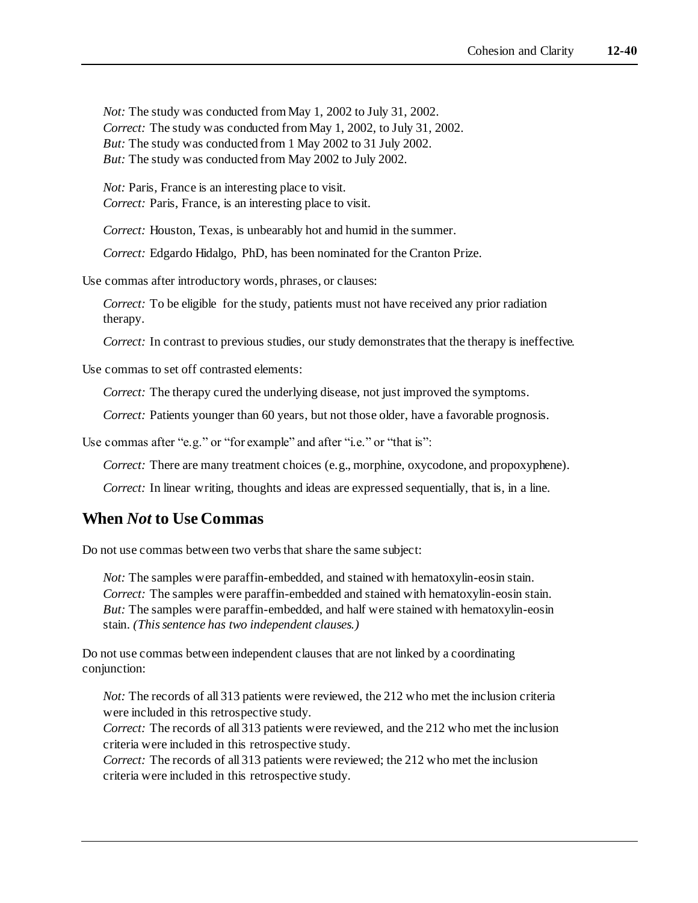*Not:* The study was conducted from May 1, 2002 to July 31, 2002.
*Correct:* The study was conducted from May 1, 2002, to July 31, 2002.
*But:* The study was conducted from 1 May 2002 to 31 July 2002.
*But:* The study was conducted from May 2002 to July 2002.

*Not:* Paris, France is an interesting place to visit.
*Correct:* Paris, France, is an interesting place to visit.

*Correct:* Houston, Texas, is unbearably hot and humid in the summer.

*Correct:* Edgardo Hidalgo, PhD, has been nominated for the Cranton Prize.

Use commas after introductory words, phrases, or clauses:

*Correct:* To be eligible for the study, patients must not have received any prior radiation therapy.

*Correct:* In contrast to previous studies, our study demonstrates that the therapy is ineffective.

Use commas to set off contrasted elements:

*Correct:* The therapy cured the underlying disease, not just improved the symptoms.

*Correct:* Patients younger than 60 years, but not those older, have a favorable prognosis.

Use commas after "e.g." or "for example" and after "i.e." or "that is":

*Correct:* There are many treatment choices (e.g., morphine, oxycodone, and propoxyphene).

*Correct:* In linear writing, thoughts and ideas are expressed sequentially, that is, in a line.

## When *Not* to Use Commas

Do not use commas between two verbs that share the same subject:

*Not:* The samples were paraffin-embedded, and stained with hematoxylin-eosin stain.
*Correct:* The samples were paraffin-embedded and stained with hematoxylin-eosin stain.
*But:* The samples were paraffin-embedded, and half were stained with hematoxylin-eosin stain. *(This sentence has two independent clauses.)*

Do not use commas between independent clauses that are not linked by a coordinating conjunction:

*Not:* The records of all 313 patients were reviewed, the 212 who met the inclusion criteria were included in this retrospective study.
*Correct:* The records of all 313 patients were reviewed, and the 212 who met the inclusion criteria were included in this retrospective study.
*Correct:* The records of all 313 patients were reviewed; the 212 who met the inclusion criteria were included in this retrospective study.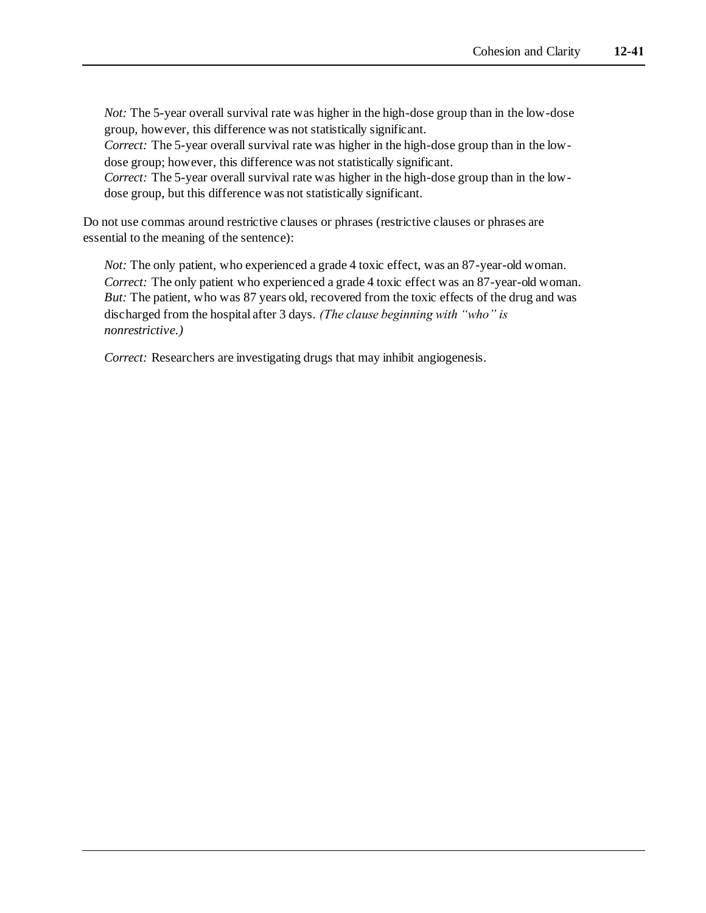*Not:* The 5-year overall survival rate was higher in the high-dose group than in the low-dose group, however, this difference was not statistically significant.
*Correct:* The 5-year overall survival rate was higher in the high-dose group than in the low-dose group; however, this difference was not statistically significant.
*Correct:* The 5-year overall survival rate was higher in the high-dose group than in the low-dose group, but this difference was not statistically significant.

Do not use commas around restrictive clauses or phrases (restrictive clauses or phrases are essential to the meaning of the sentence):

*Not:* The only patient, who experienced a grade 4 toxic effect, was an 87-year-old woman.
*Correct:* The only patient who experienced a grade 4 toxic effect was an 87-year-old woman.
*But:* The patient, who was 87 years old, recovered from the toxic effects of the drug and was discharged from the hospital after 3 days. *(The clause beginning with "who" is nonrestrictive.)*

*Correct:* Researchers are investigating drugs that may inhibit angiogenesis.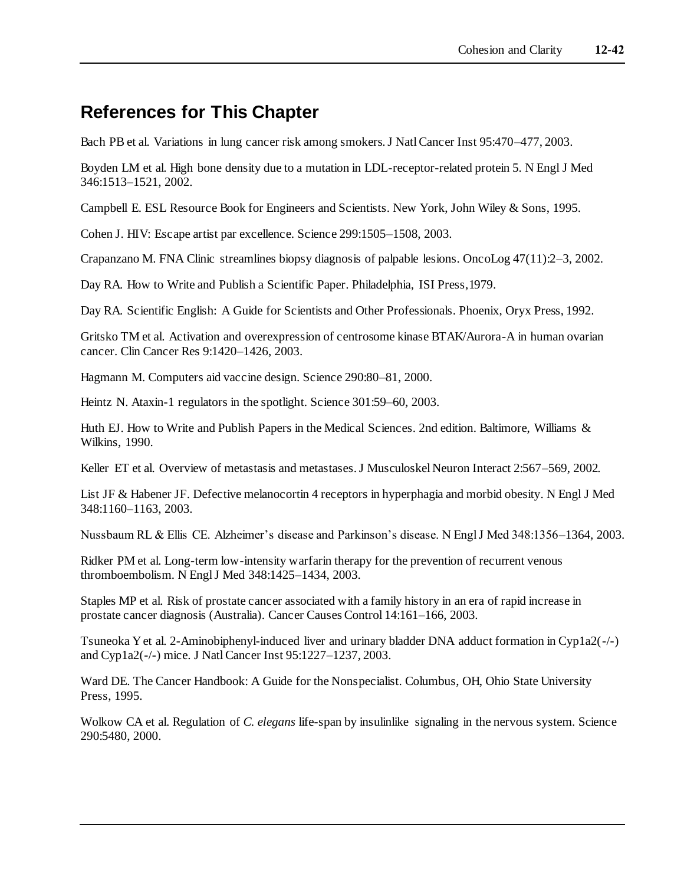## References for This Chapter

Bach PB et al. Variations in lung cancer risk among smokers. J Natl Cancer Inst 95:470–477, 2003.

Boyden LM et al. High bone density due to a mutation in LDL-receptor-related protein 5. N Engl J Med 346:1513–1521, 2002.

Campbell E. ESL Resource Book for Engineers and Scientists. New York, John Wiley & Sons, 1995.

Cohen J. HIV: Escape artist par excellence. Science 299:1505–1508, 2003.

Crapanzano M. FNA Clinic streamlines biopsy diagnosis of palpable lesions. OncoLog 47(11):2–3, 2002.

Day RA. How to Write and Publish a Scientific Paper. Philadelphia, ISI Press,1979.

Day RA. Scientific English: A Guide for Scientists and Other Professionals. Phoenix, Oryx Press, 1992.

Gritsko TM et al. Activation and overexpression of centrosome kinase BTAK/Aurora-A in human ovarian cancer. Clin Cancer Res 9:1420–1426, 2003.

Hagmann M. Computers aid vaccine design. Science 290:80–81, 2000.

Heintz N. Ataxin-1 regulators in the spotlight. Science 301:59–60, 2003.

Huth EJ. How to Write and Publish Papers in the Medical Sciences. 2nd edition. Baltimore, Williams & Wilkins, 1990.

Keller ET et al. Overview of metastasis and metastases. J Musculoskel Neuron Interact 2:567–569, 2002.

List JF & Habener JF. Defective melanocortin 4 receptors in hyperphagia and morbid obesity. N Engl J Med 348:1160–1163, 2003.

Nussbaum RL & Ellis CE. Alzheimer's disease and Parkinson's disease. N Engl J Med 348:1356–1364, 2003.

Ridker PM et al. Long-term low-intensity warfarin therapy for the prevention of recurrent venous thromboembolism. N Engl J Med 348:1425–1434, 2003.

Staples MP et al. Risk of prostate cancer associated with a family history in an era of rapid increase in prostate cancer diagnosis (Australia). Cancer Causes Control 14:161–166, 2003.

Tsuneoka Y et al. 2-Aminobiphenyl-induced liver and urinary bladder DNA adduct formation in Cyp1a2(-/-) and Cyp1a2(-/-) mice. J Natl Cancer Inst 95:1227–1237, 2003.

Ward DE. The Cancer Handbook: A Guide for the Nonspecialist. Columbus, OH, Ohio State University Press, 1995.

Wolkow CA et al. Regulation of *C. elegans* life-span by insulinlike signaling in the nervous system. Science 290:5480, 2000.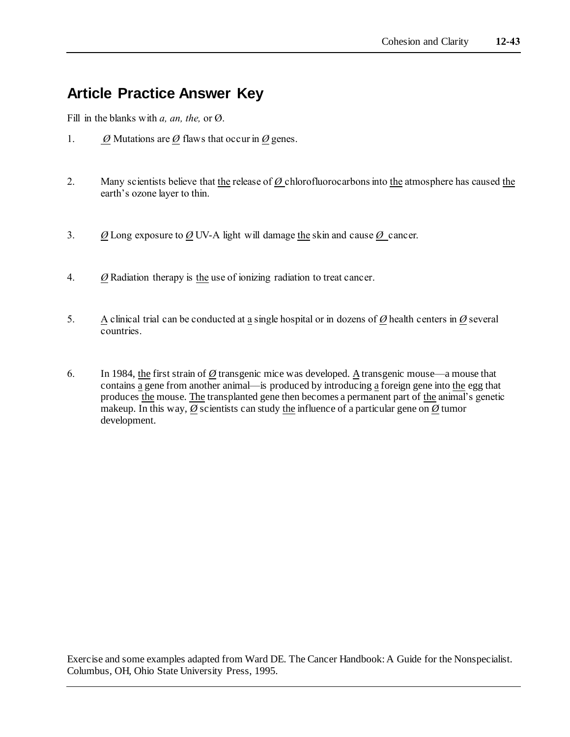## Article Practice Answer Key

Fill in the blanks with *a, an, the,* or Ø.

1. Ø Mutations are Ø flaws that occur in Ø genes.

2. Many scientists believe that the release of Ø chlorofluorocarbons into the atmosphere has caused the earth's ozone layer to thin.

3. Ø Long exposure to Ø UV-A light will damage the skin and cause Ø cancer.

4. Ø Radiation therapy is the use of ionizing radiation to treat cancer.

5. A clinical trial can be conducted at a single hospital or in dozens of Ø health centers in Ø several countries.

6. In 1984, the first strain of Ø transgenic mice was developed. A transgenic mouse—a mouse that contains a gene from another animal—is produced by introducing a foreign gene into the egg that produces the mouse. The transplanted gene then becomes a permanent part of the animal's genetic makeup. In this way, Ø scientists can study the influence of a particular gene on Ø tumor development.

Exercise and some examples adapted from Ward DE. The Cancer Handbook: A Guide for the Nonspecialist. Columbus, OH, Ohio State University Press, 1995.